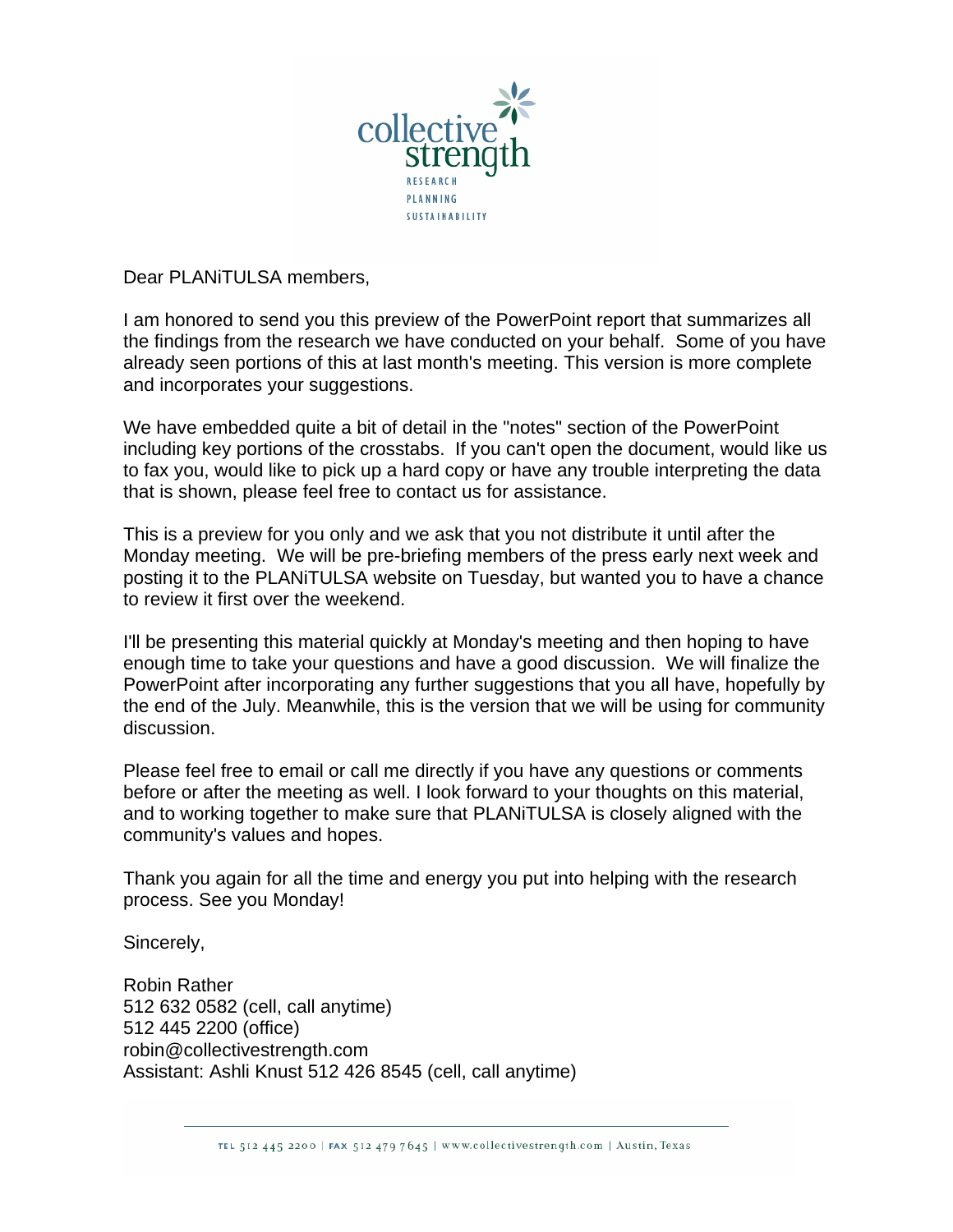collective strength

RESEARCH
PLANNING
SUSTAINABILITY

Dear PLANiTULSA members,

I am honored to send you this preview of the PowerPoint report that summarizes all the findings from the research we have conducted on your behalf. Some of you have already seen portions of this at last month's meeting. This version is more complete and incorporates your suggestions.

We have embedded quite a bit of detail in the "notes" section of the PowerPoint including key portions of the crosstabs. If you can't open the document, would like us to fax you, would like to pick up a hard copy or have any trouble interpreting the data that is shown, please feel free to contact us for assistance.

This is a preview for you only and we ask that you not distribute it until after the Monday meeting. We will be pre-briefing members of the press early next week and posting it to the PLANiTULSA website on Tuesday, but wanted you to have a chance to review it first over the weekend.

I'll be presenting this material quickly at Monday's meeting and then hoping to have enough time to take your questions and have a good discussion. We will finalize the PowerPoint after incorporating any further suggestions that you all have, hopefully by the end of the July. Meanwhile, this is the version that we will be using for community discussion.

Please feel free to email or call me directly if you have any questions or comments before or after the meeting as well. I look forward to your thoughts on this material, and to working together to make sure that PLANiTULSA is closely aligned with the community's values and hopes.

Thank you again for all the time and energy you put into helping with the research process. See you Monday!

Sincerely,

Robin Rather
512 632 0582 (cell, call anytime)
512 445 2200 (office)
robin@collectivestrength.com
Assistant: Ashli Knust 512 426 8545 (cell, call anytime)

TEL 512 445 2200 | FAX 512 479 7645 | www.collectivestrength.com | Austin, Texas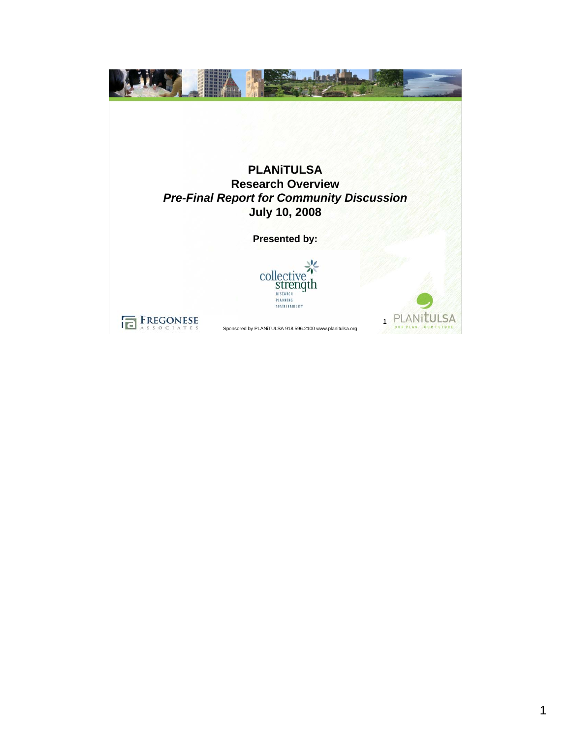# PLANiTULSA

## Research Overview

### *Pre-Final Report for Community Discussion*

### July 10, 2008

**Presented by:**

collective strength

RESEARCH
PLANNING
SUSTAINABILITY

FREGONESE ASSOCIATES

Sponsored by PLANiTULSA 918.596.2100 www.planitulsa.org

PLANiTULSA

OUR PLAN. OUR FUTURE.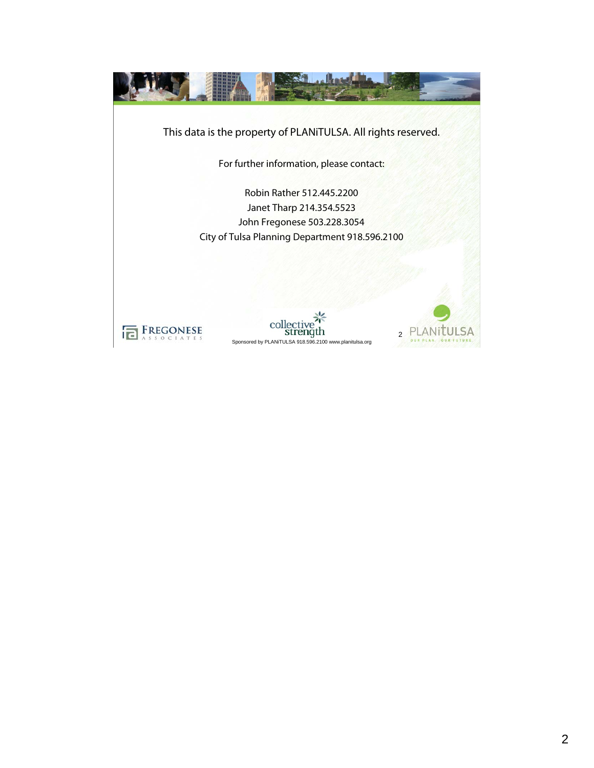This data is the property of PLANiTULSA. All rights reserved.

For further information, please contact:

Robin Rather 512.445.2200
Janet Tharp 214.354.5523
John Fregonese 503.228.3054
City of Tulsa Planning Department 918.596.2100

Sponsored by PLANiTULSA 918.596.2100 www.planitulsa.org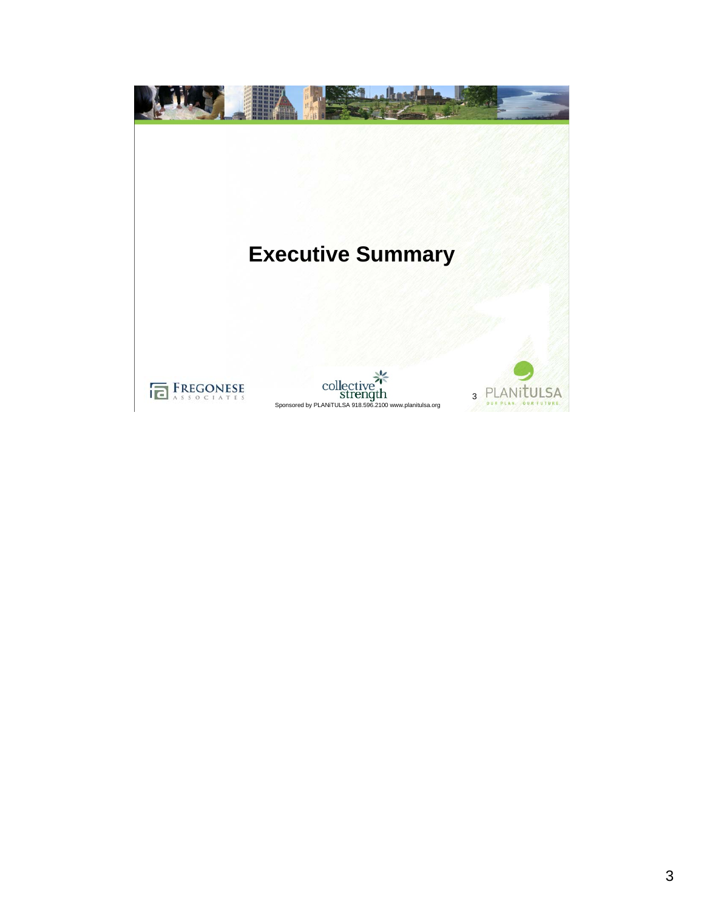# Executive Summary

Sponsored by PLANiTULSA 918.596.2100 www.planitulsa.org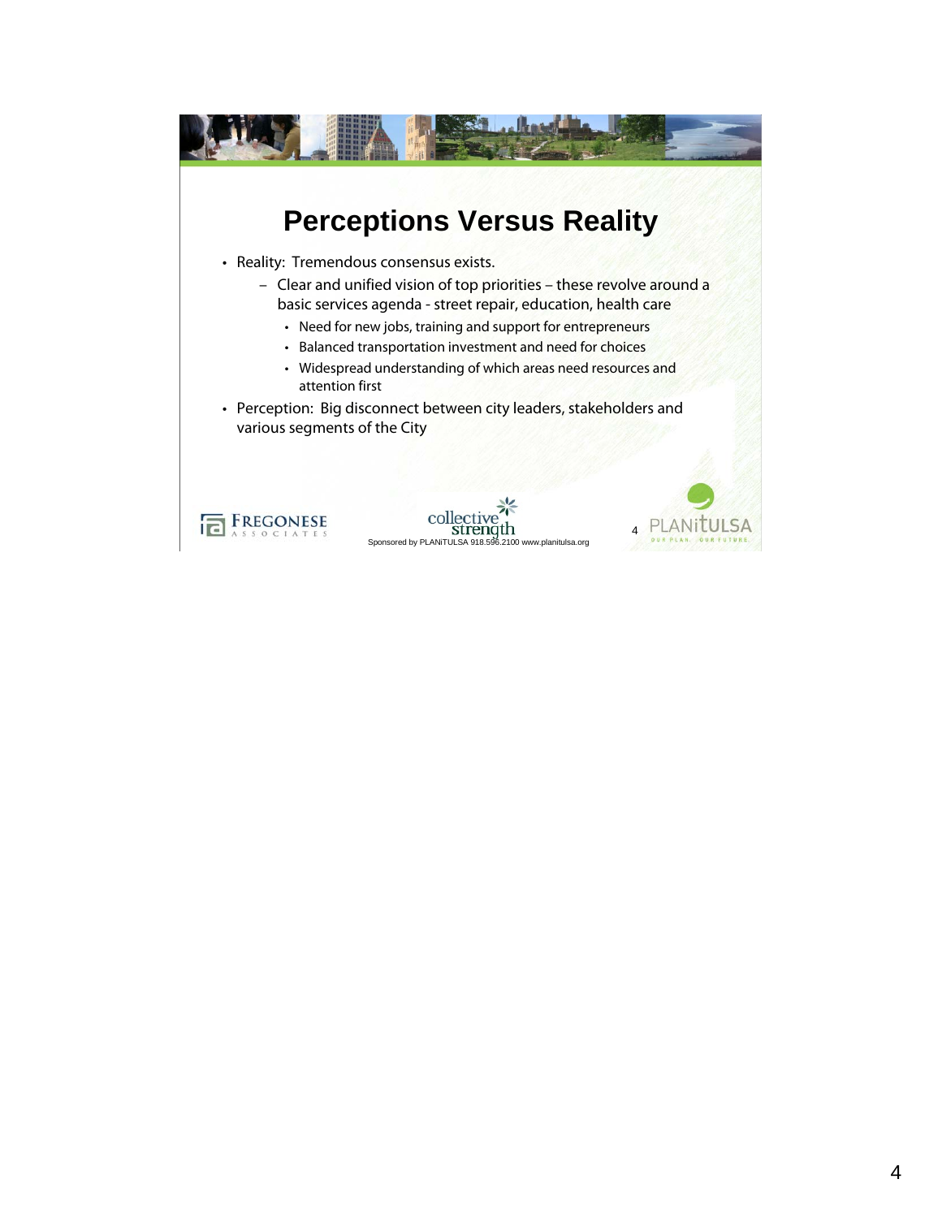# Perceptions Versus Reality

- Reality: Tremendous consensus exists.
  - Clear and unified vision of top priorities – these revolve around a basic services agenda - street repair, education, health care
    - Need for new jobs, training and support for entrepreneurs
    - Balanced transportation investment and need for choices
    - Widespread understanding of which areas need resources and attention first
- Perception: Big disconnect between city leaders, stakeholders and various segments of the City

Sponsored by PLANiTULSA 918.596.2100 www.planitulsa.org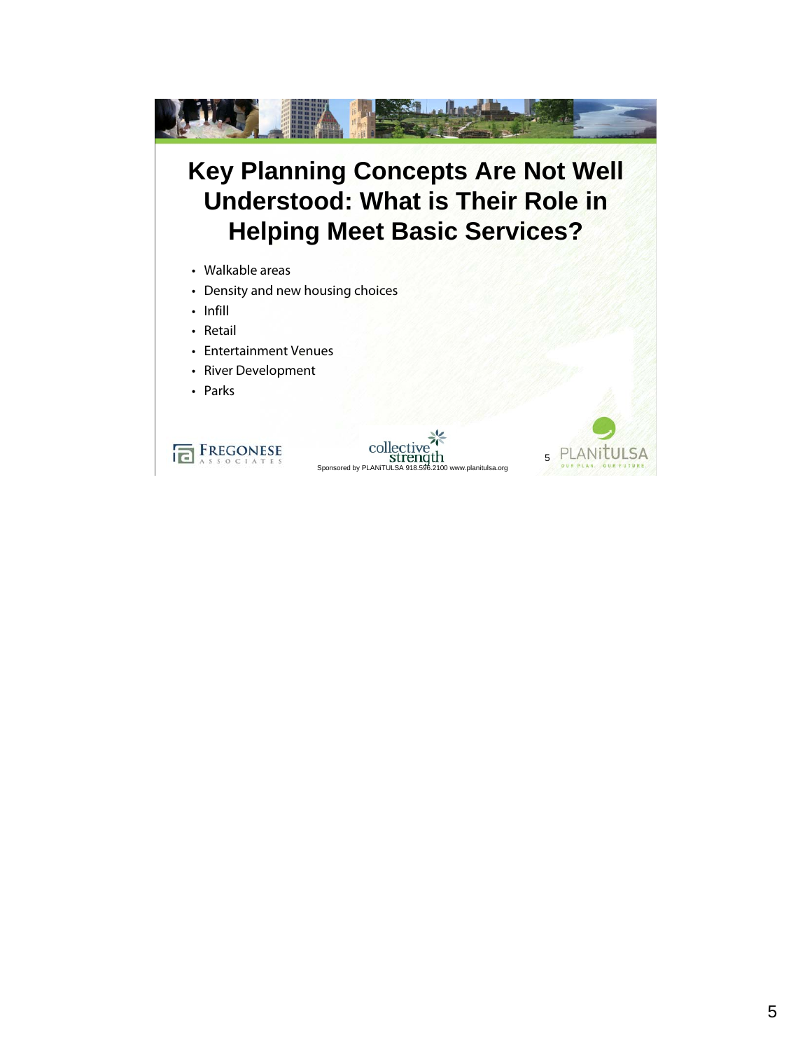# Key Planning Concepts Are Not Well Understood: What is Their Role in Helping Meet Basic Services?

- Walkable areas
- Density and new housing choices
- Infill
- Retail
- Entertainment Venues
- River Development
- Parks

FREGONESE ASSOCIATES

collective strength

Sponsored by PLANiTULSA 918.596.2100 www.planitulsa.org

PLANiTULSA OUR PLAN. OUR FUTURE.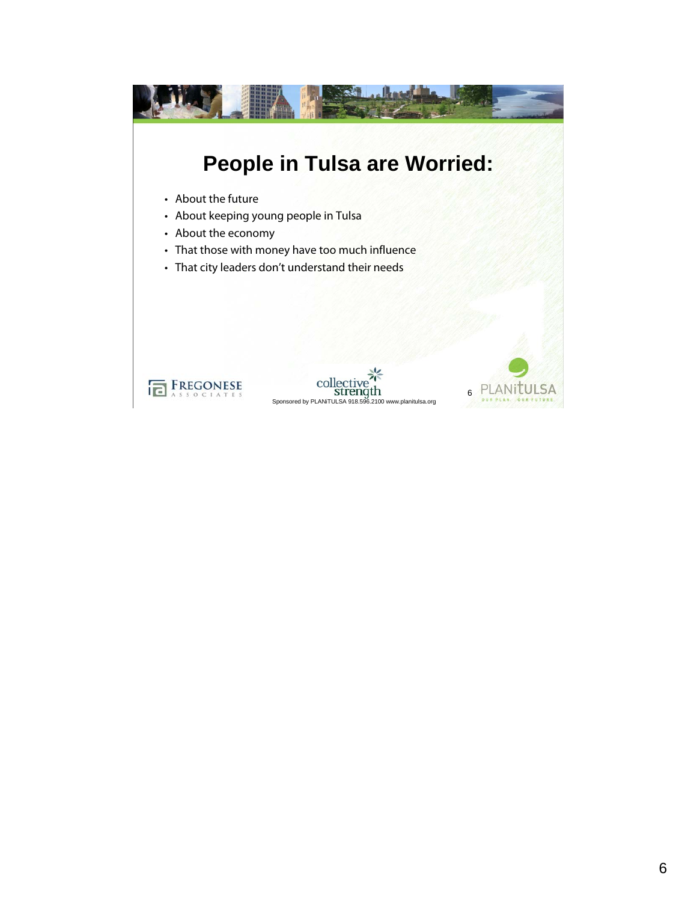# People in Tulsa are Worried:

- About the future
- About keeping young people in Tulsa
- About the economy
- That those with money have too much influence
- That city leaders don't understand their needs

Sponsored by PLANiTULSA 918.596.2100 www.planitulsa.org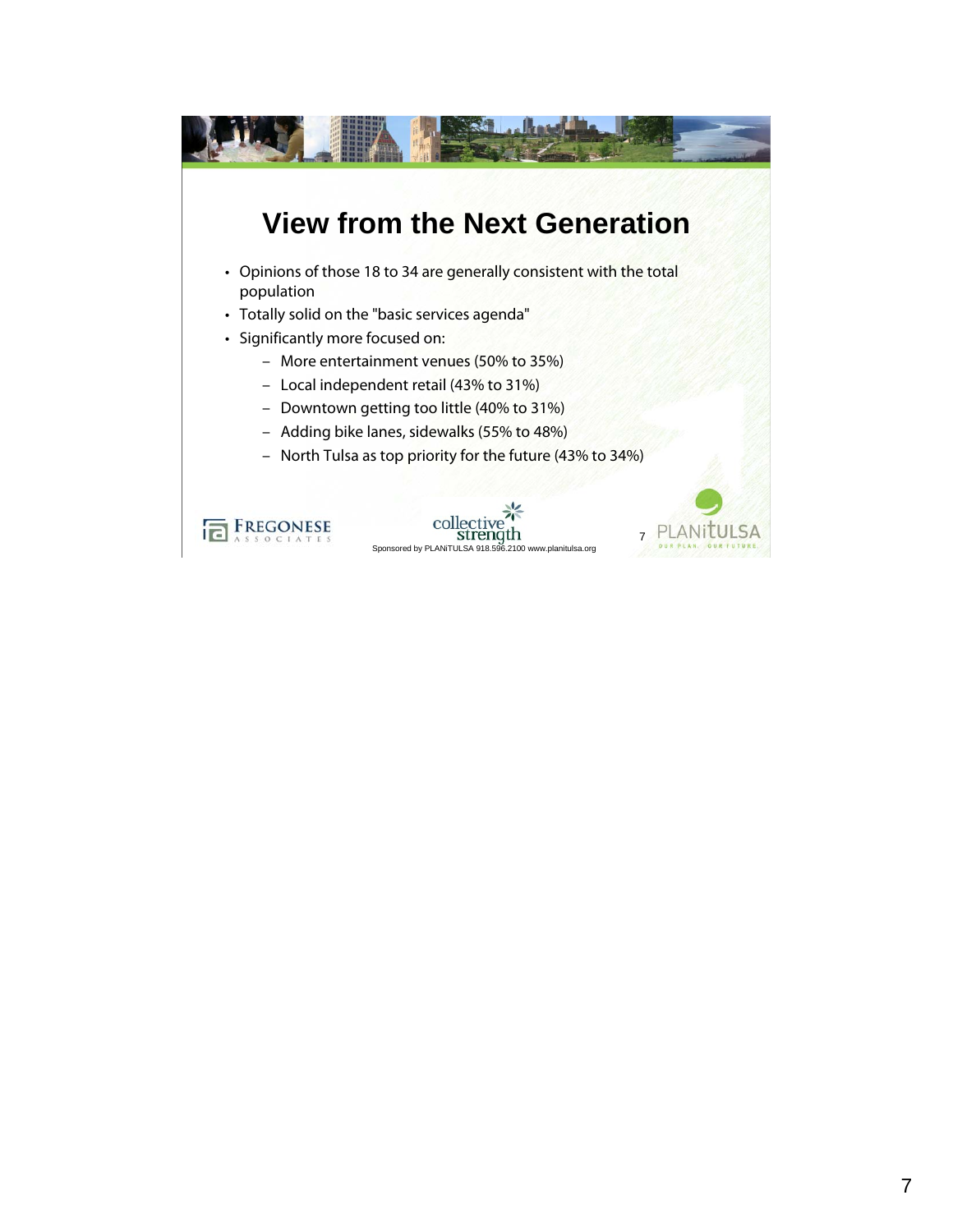# View from the Next Generation

- Opinions of those 18 to 34 are generally consistent with the total population
- Totally solid on the "basic services agenda"
- Significantly more focused on:
  - More entertainment venues (50% to 35%)
  - Local independent retail (43% to 31%)
  - Downtown getting too little (40% to 31%)
  - Adding bike lanes, sidewalks (55% to 48%)
  - North Tulsa as top priority for the future (43% to 34%)

FREGONESE ASSOCIATES

collective strength

Sponsored by PLANiTULSA 918.596.2100 www.planitulsa.org

PLANiTULSA OUR PLAN. OUR FUTURE.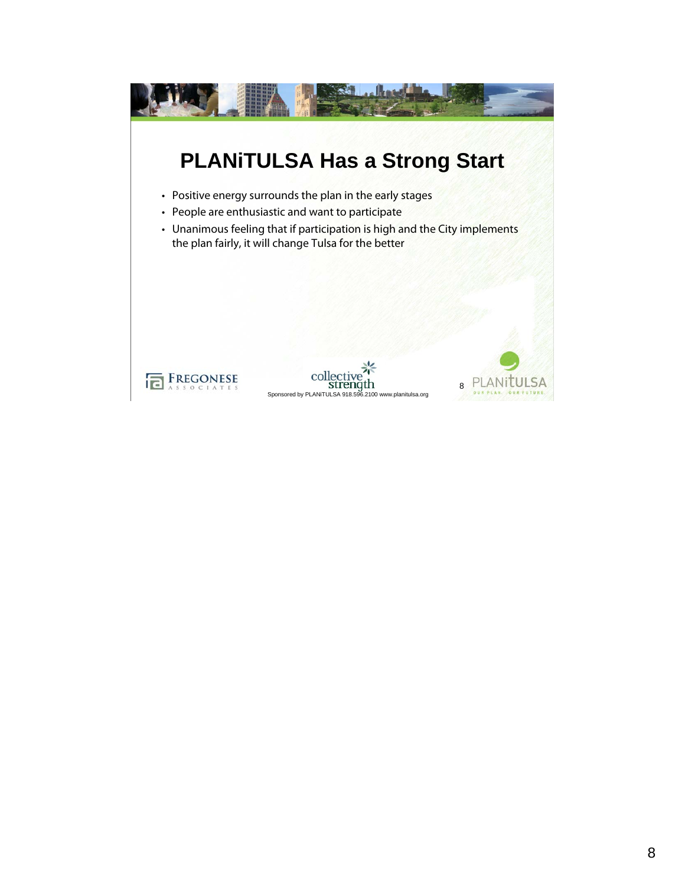# PLANiTULSA Has a Strong Start

- Positive energy surrounds the plan in the early stages
- People are enthusiastic and want to participate
- Unanimous feeling that if participation is high and the City implements the plan fairly, it will change Tulsa for the better

Sponsored by PLANiTULSA 918.596.2100 www.planitulsa.org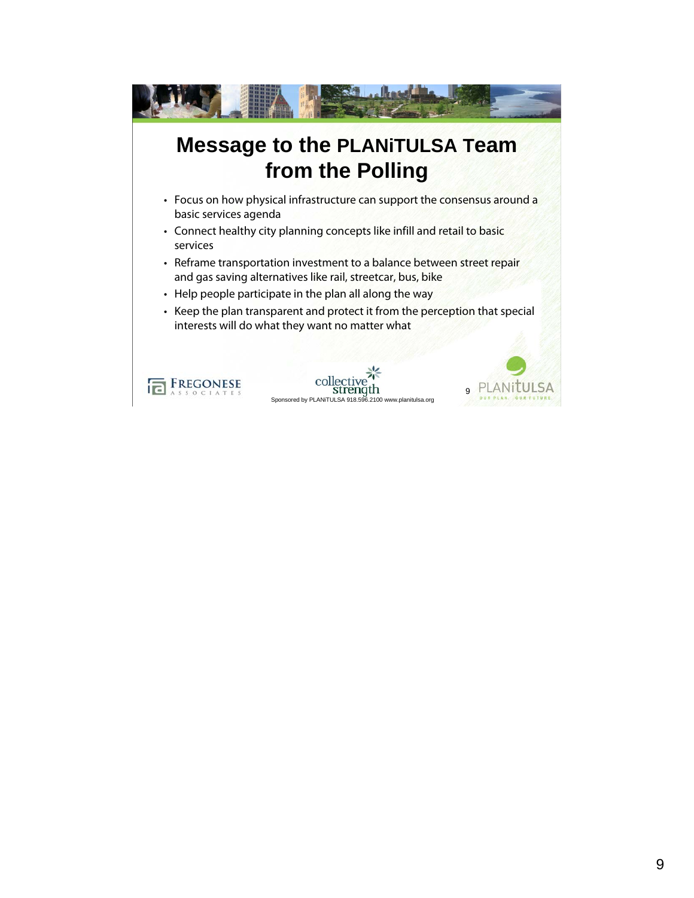# Message to the PLANiTULSA Team from the Polling

- Focus on how physical infrastructure can support the consensus around a basic services agenda
- Connect healthy city planning concepts like infill and retail to basic services
- Reframe transportation investment to a balance between street repair and gas saving alternatives like rail, streetcar, bus, bike
- Help people participate in the plan all along the way
- Keep the plan transparent and protect it from the perception that special interests will do what they want no matter what

FREGONESE ASSOCIATES

collective strength

Sponsored by PLANiTULSA 918.596.2100 www.planitulsa.org

PLANiTULSA OUR PLAN. OUR FUTURE.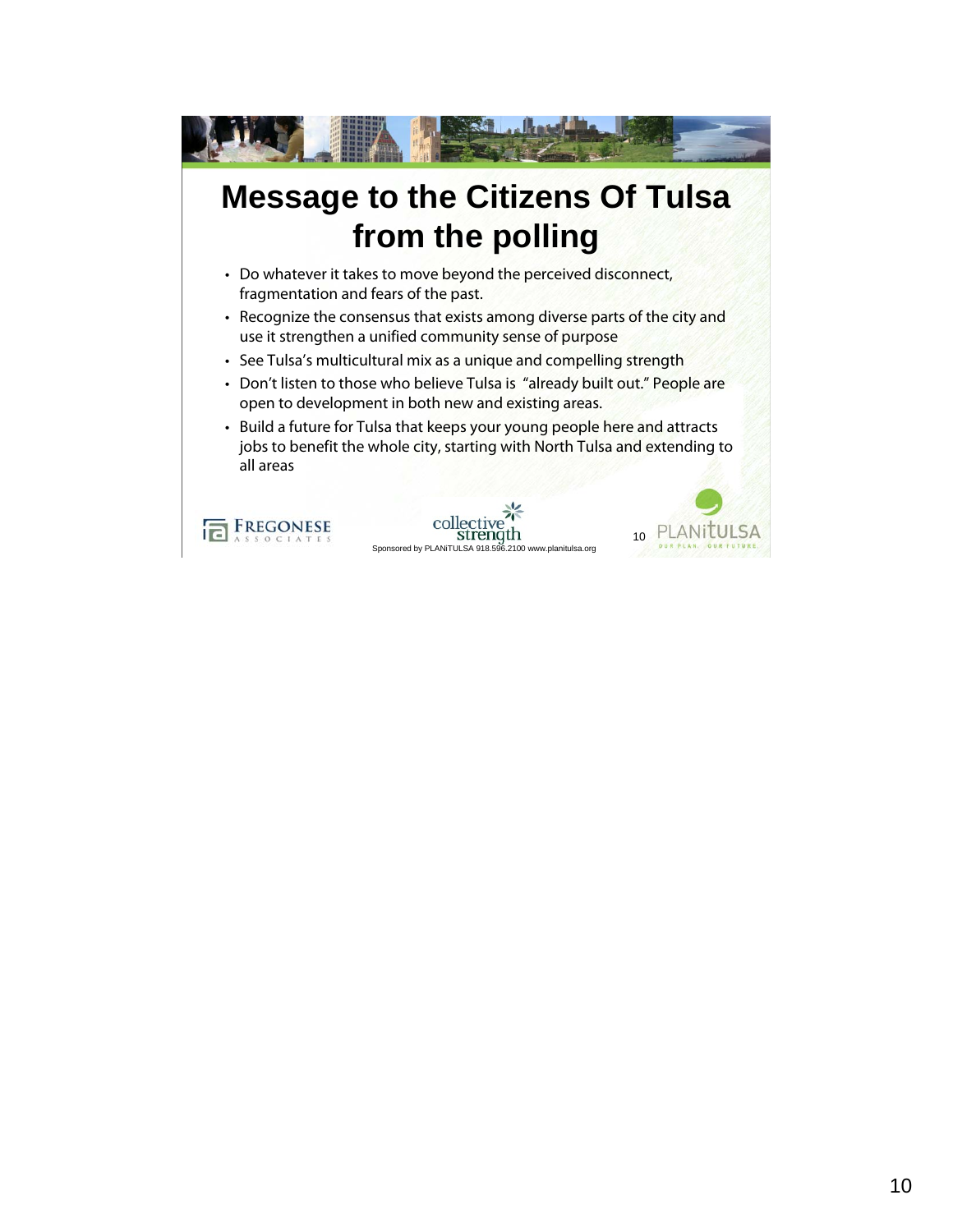# Message to the Citizens Of Tulsa from the polling

- Do whatever it takes to move beyond the perceived disconnect, fragmentation and fears of the past.
- Recognize the consensus that exists among diverse parts of the city and use it strengthen a unified community sense of purpose
- See Tulsa's multicultural mix as a unique and compelling strength
- Don't listen to those who believe Tulsa is "already built out." People are open to development in both new and existing areas.
- Build a future for Tulsa that keeps your young people here and attracts jobs to benefit the whole city, starting with North Tulsa and extending to all areas

FREGONESE ASSOCIATES | collective strength | PLANiTULSA OUR PLAN. OUR FUTURE.

Sponsored by PLANiTULSA 918.596.2100 www.planitulsa.org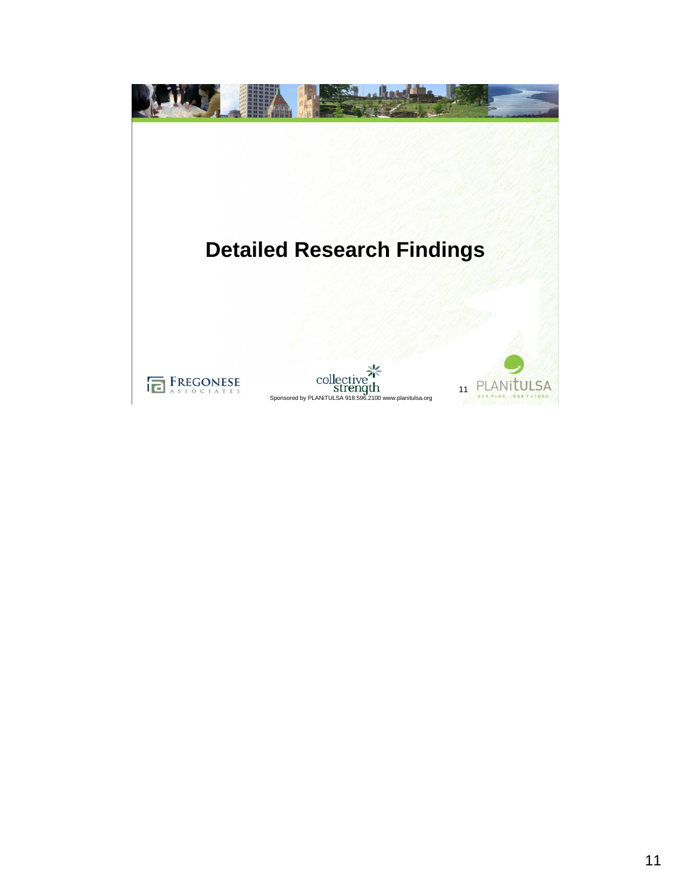# Detailed Research Findings

Sponsored by PLANiTULSA 918.596.2100 www.planitulsa.org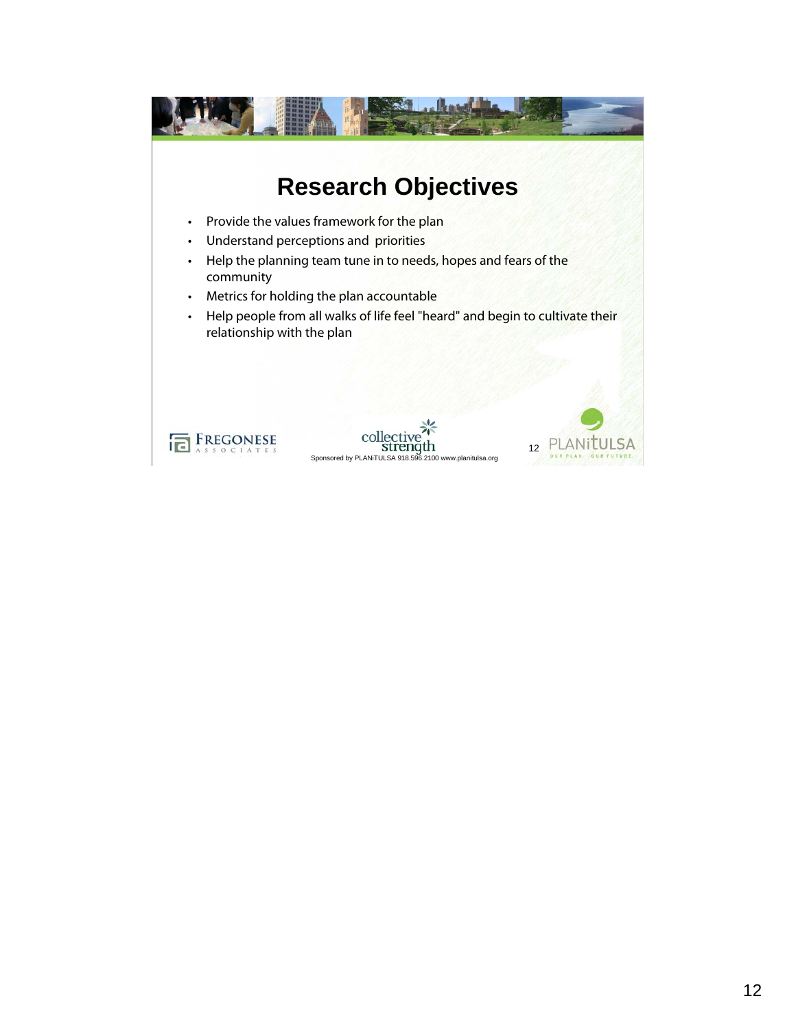# Research Objectives

- Provide the values framework for the plan
- Understand perceptions and priorities
- Help the planning team tune in to needs, hopes and fears of the community
- Metrics for holding the plan accountable
- Help people from all walks of life feel "heard" and begin to cultivate their relationship with the plan

Sponsored by PLANiTULSA 918.596.2100 www.planitulsa.org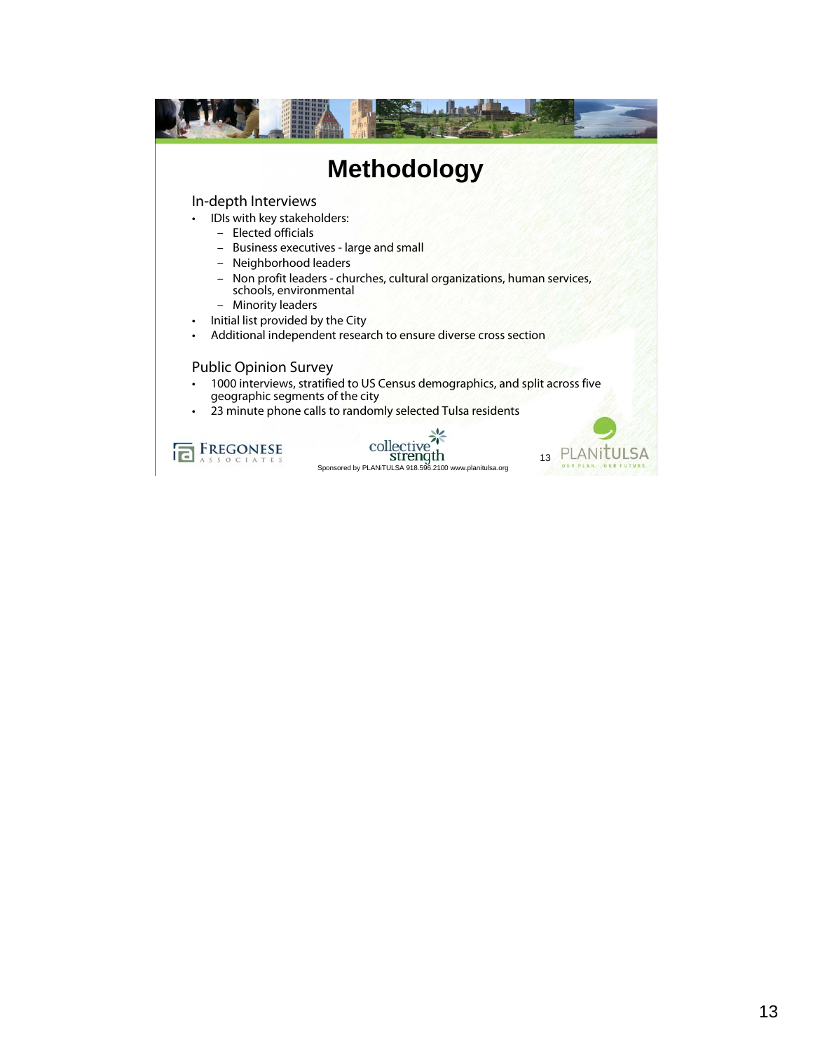# Methodology

## In-depth Interviews

- IDIs with key stakeholders:
  - Elected officials
  - Business executives - large and small
  - Neighborhood leaders
  - Non profit leaders - churches, cultural organizations, human services, schools, environmental
  - Minority leaders
- Initial list provided by the City
- Additional independent research to ensure diverse cross section

## Public Opinion Survey

- 1000 interviews, stratified to US Census demographics, and split across five geographic segments of the city
- 23 minute phone calls to randomly selected Tulsa residents

Sponsored by PLANiTULSA 918.596.2100 www.planitulsa.org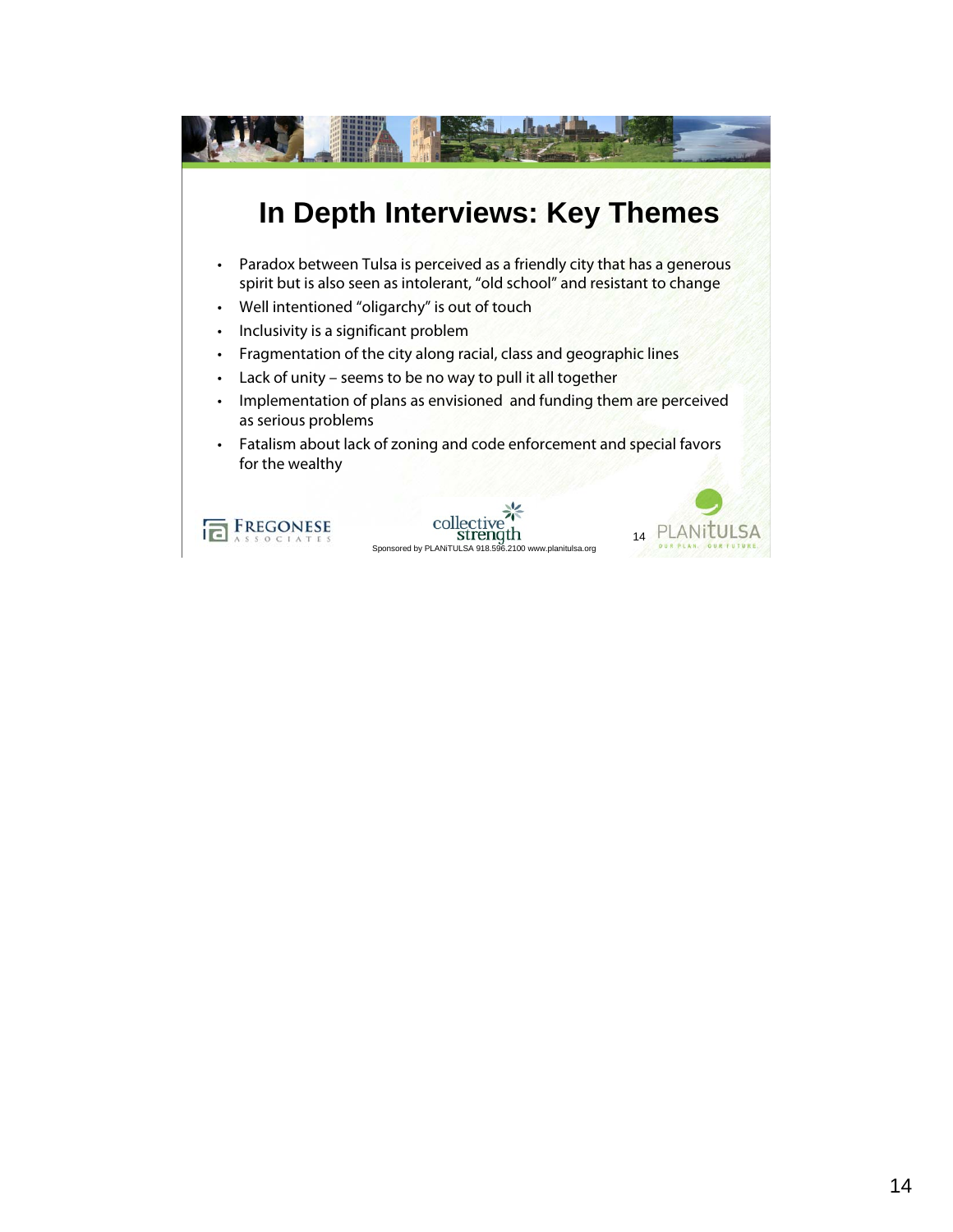## In Depth Interviews: Key Themes

- Paradox between Tulsa is perceived as a friendly city that has a generous spirit but is also seen as intolerant, "old school" and resistant to change
- Well intentioned "oligarchy" is out of touch
- Inclusivity is a significant problem
- Fragmentation of the city along racial, class and geographic lines
- Lack of unity – seems to be no way to pull it all together
- Implementation of plans as envisioned and funding them are perceived as serious problems
- Fatalism about lack of zoning and code enforcement and special favors for the wealthy

FREGONESE ASSOCIATES | collective strength | PLANiTULSA OUR PLAN. OUR FUTURE.

Sponsored by PLANiTULSA 918.596.2100 www.planitulsa.org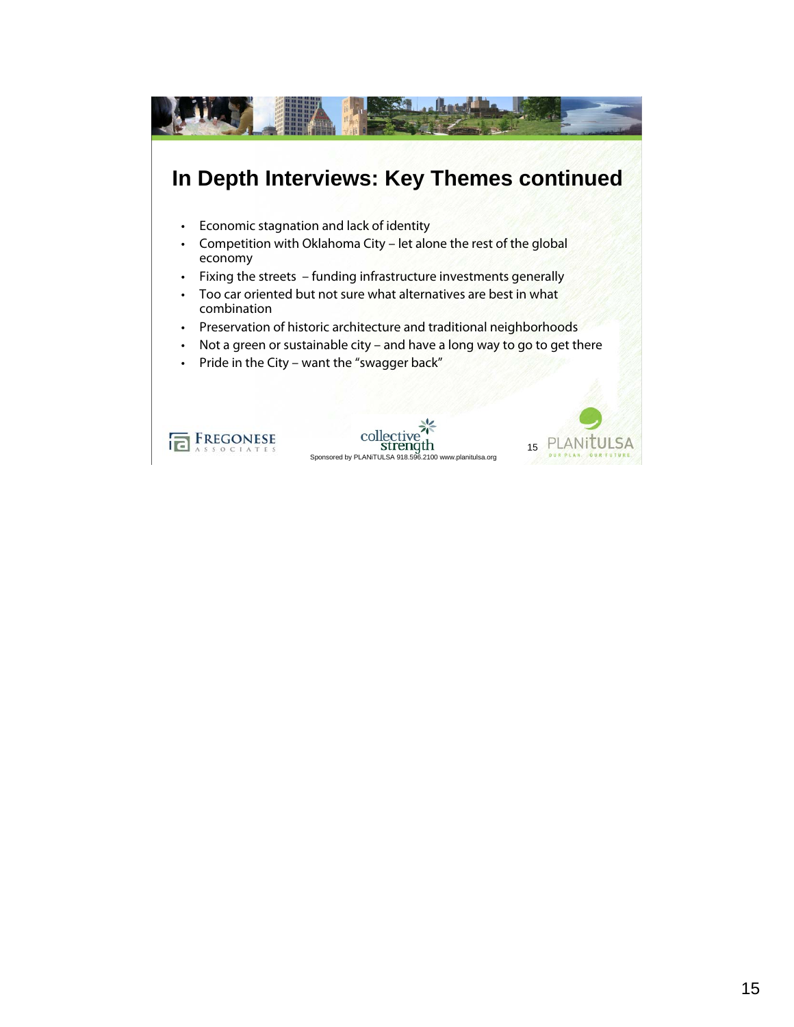## In Depth Interviews: Key Themes continued

- Economic stagnation and lack of identity
- Competition with Oklahoma City – let alone the rest of the global economy
- Fixing the streets – funding infrastructure investments generally
- Too car oriented but not sure what alternatives are best in what combination
- Preservation of historic architecture and traditional neighborhoods
- Not a green or sustainable city – and have a long way to go to get there
- Pride in the City – want the "swagger back"

FREGONESE ASSOCIATES

collective strength

Sponsored by PLANiTULSA 918.596.2100 www.planitulsa.org

PLANiTULSA OUR PLAN. OUR FUTURE.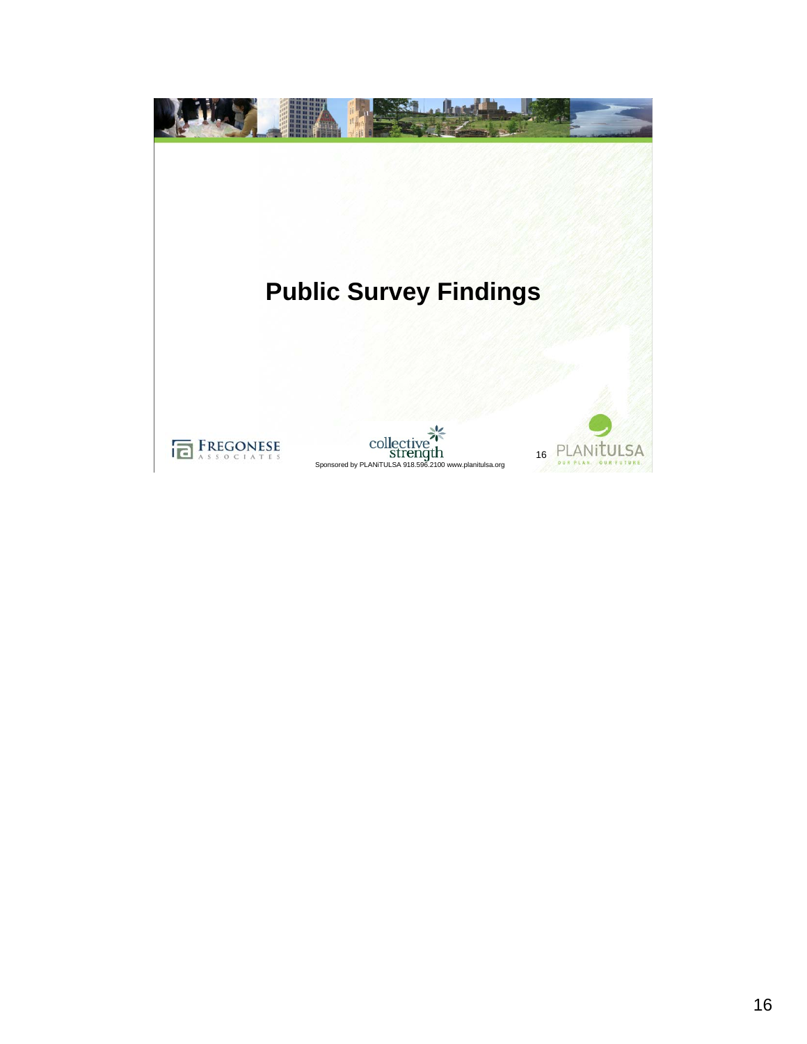# Public Survey Findings

Sponsored by PLANiTULSA 918.596.2100 www.planitulsa.org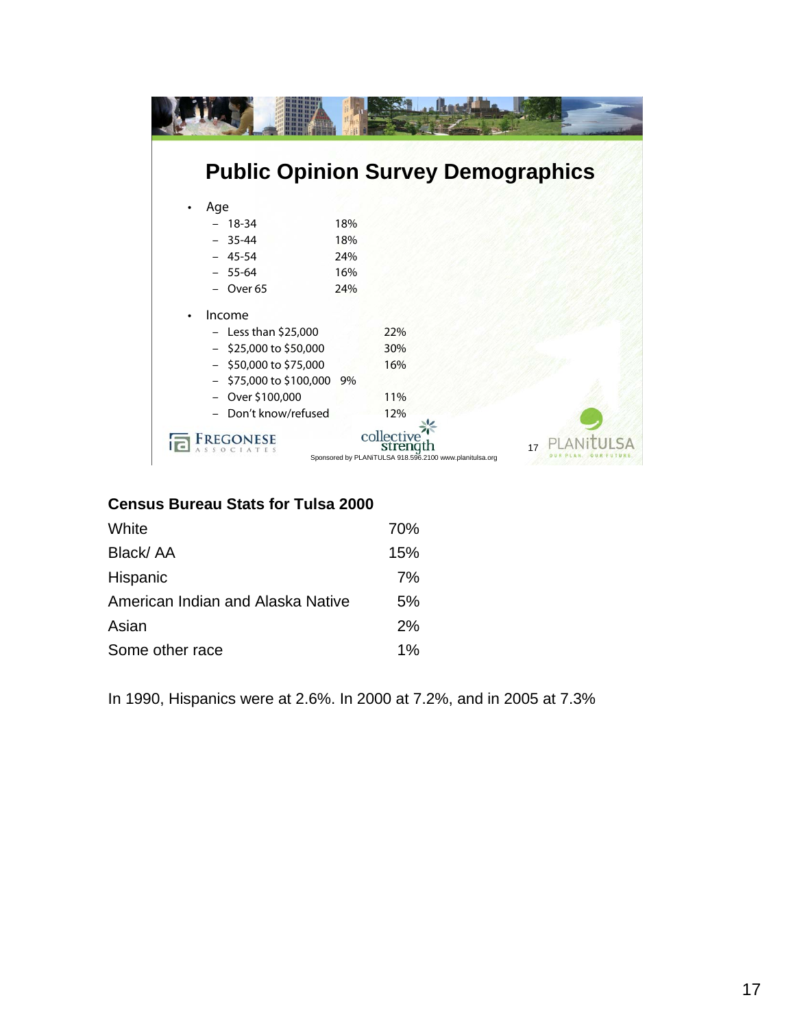## Public Opinion Survey Demographics

- Age
  - 18-34 18%
  - 35-44 18%
  - 45-54 24%
  - 55-64 16%
  - Over 65 24%
- Income
  - Less than $25,000 22%
  - $25,000 to $50,000 30%
  - $50,000 to $75,000 16%
  - $75,000 to $100,000 9%
  - Over $100,000 11%
  - Don't know/refused 12%

FREGONESE ASSOCIATES | collective strength | PLANiTULSA OUR PLAN. OUR FUTURE.

Sponsored by PLANiTULSA 918.596.2100 www.planitulsa.org

**Census Bureau Stats for Tulsa 2000**

| | |
|---|---|
| White | 70% |
| Black/ AA | 15% |
| Hispanic | 7% |
| American Indian and Alaska Native | 5% |
| Asian | 2% |
| Some other race | 1% |

In 1990, Hispanics were at 2.6%. In 2000 at 7.2%, and in 2005 at 7.3%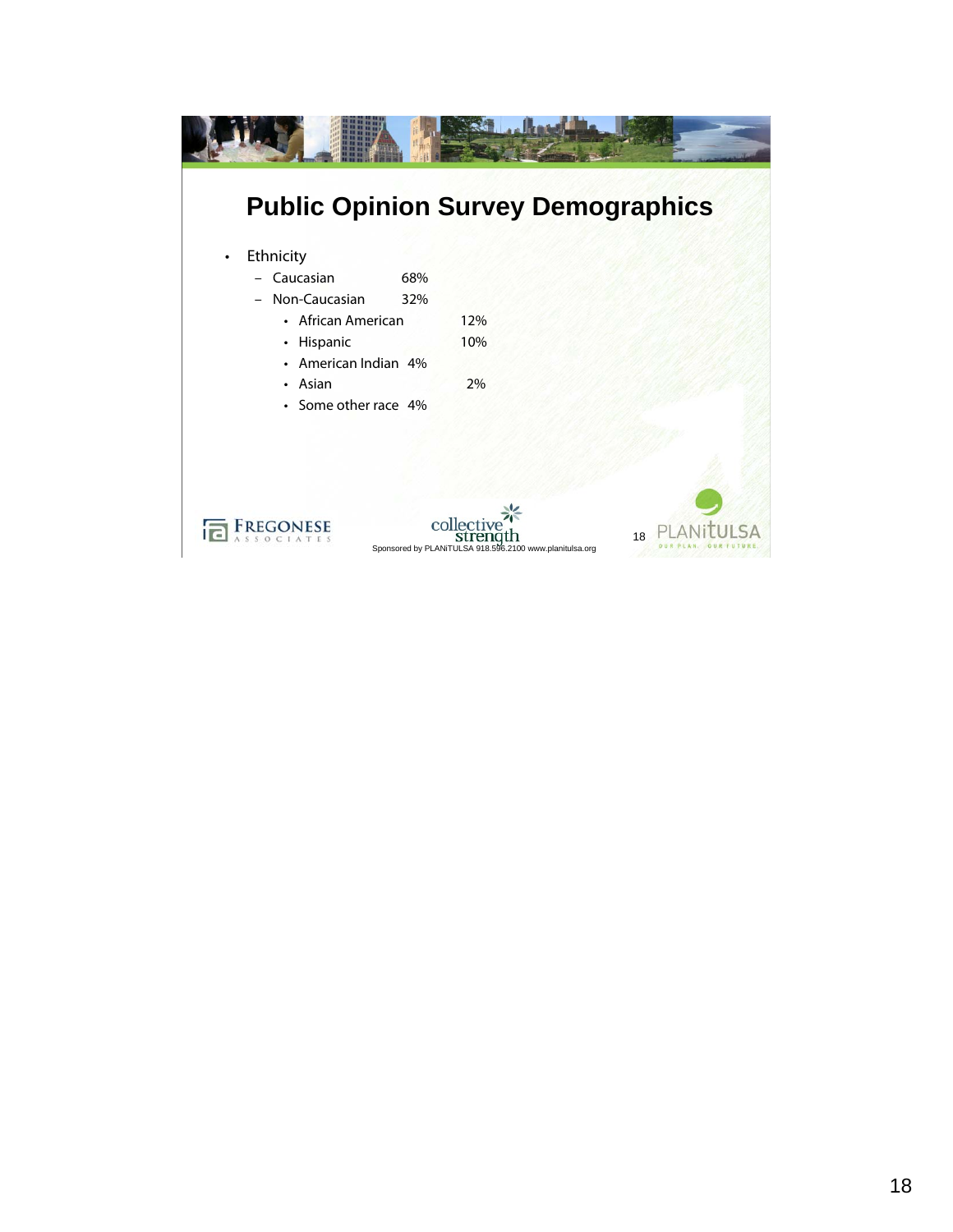## Public Opinion Survey Demographics

- Ethnicity
  - Caucasian 68%
  - Non-Caucasian 32%
    - African American 12%
    - Hispanic 10%
    - American Indian 4%
    - Asian 2%
    - Some other race 4%

Sponsored by PLANiTULSA 918.596.2100 www.planitulsa.org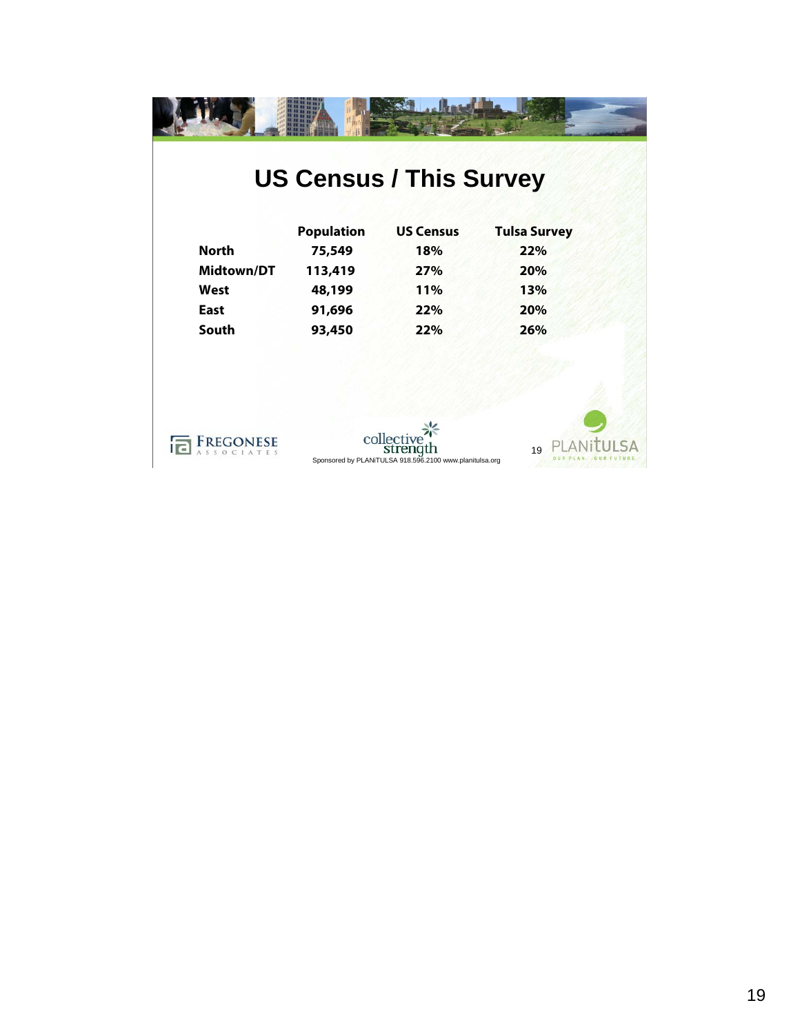# US Census / This Survey

| | Population | US Census | Tulsa Survey |
|---|---|---|---|
| **North** | 75,549 | 18% | 22% |
| **Midtown/DT** | 113,419 | 27% | 20% |
| **West** | 48,199 | 11% | 13% |
| **East** | 91,696 | 22% | 20% |
| **South** | 93,450 | 22% | 26% |

FREGONESE ASSOCIATES

collective strength

Sponsored by PLANiTULSA 918.596.2100 www.planitulsa.org

PLANiTULSA OUR PLAN. OUR FUTURE.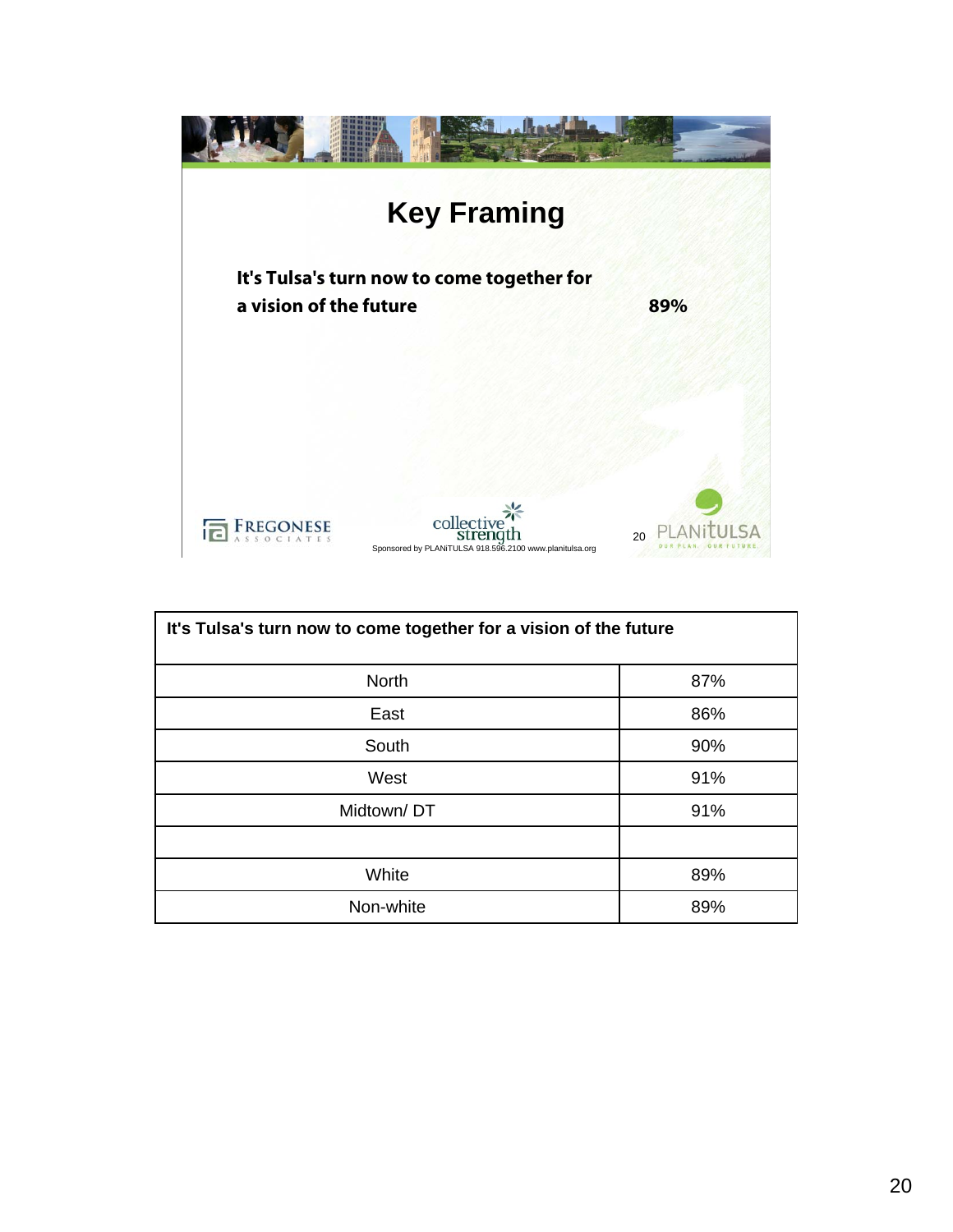# Key Framing

**It's Tulsa's turn now to come together for a vision of the future** **89%**

Sponsored by PLANiTULSA 918.596.2100 www.planitulsa.org

| It's Tulsa's turn now to come together for a vision of the future | |
|---|---|
| North | 87% |
| East | 86% |
| South | 90% |
| West | 91% |
| Midtown/ DT | 91% |
| | |
| White | 89% |
| Non-white | 89% |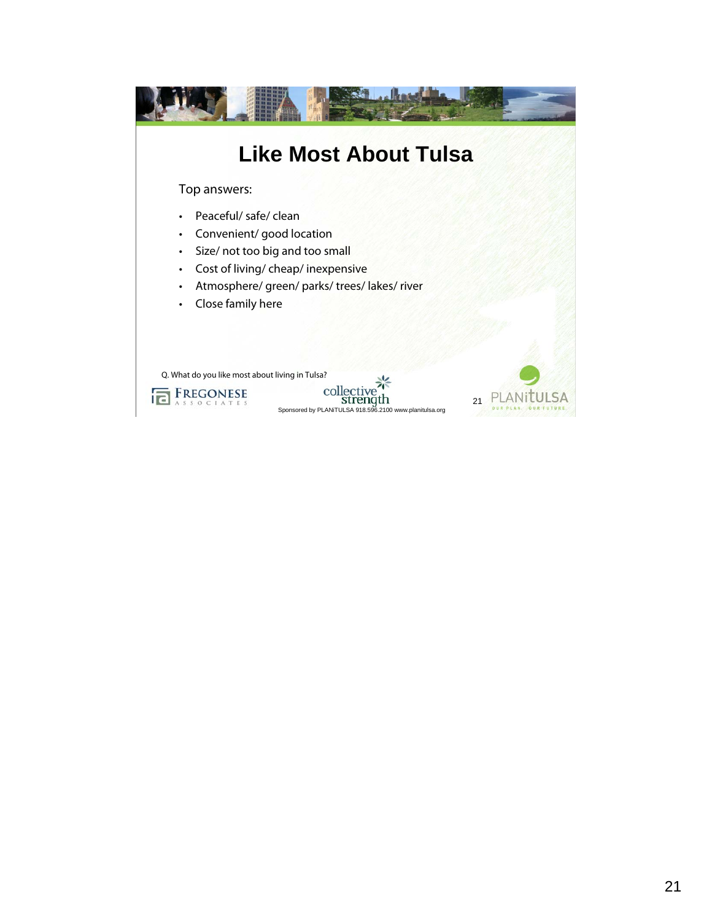# Like Most About Tulsa

Top answers:

- Peaceful/ safe/ clean
- Convenient/ good location
- Size/ not too big and too small
- Cost of living/ cheap/ inexpensive
- Atmosphere/ green/ parks/ trees/ lakes/ river
- Close family here

Q. What do you like most about living in Tulsa?

Sponsored by PLANiTULSA 918.596.2100 www.planitulsa.org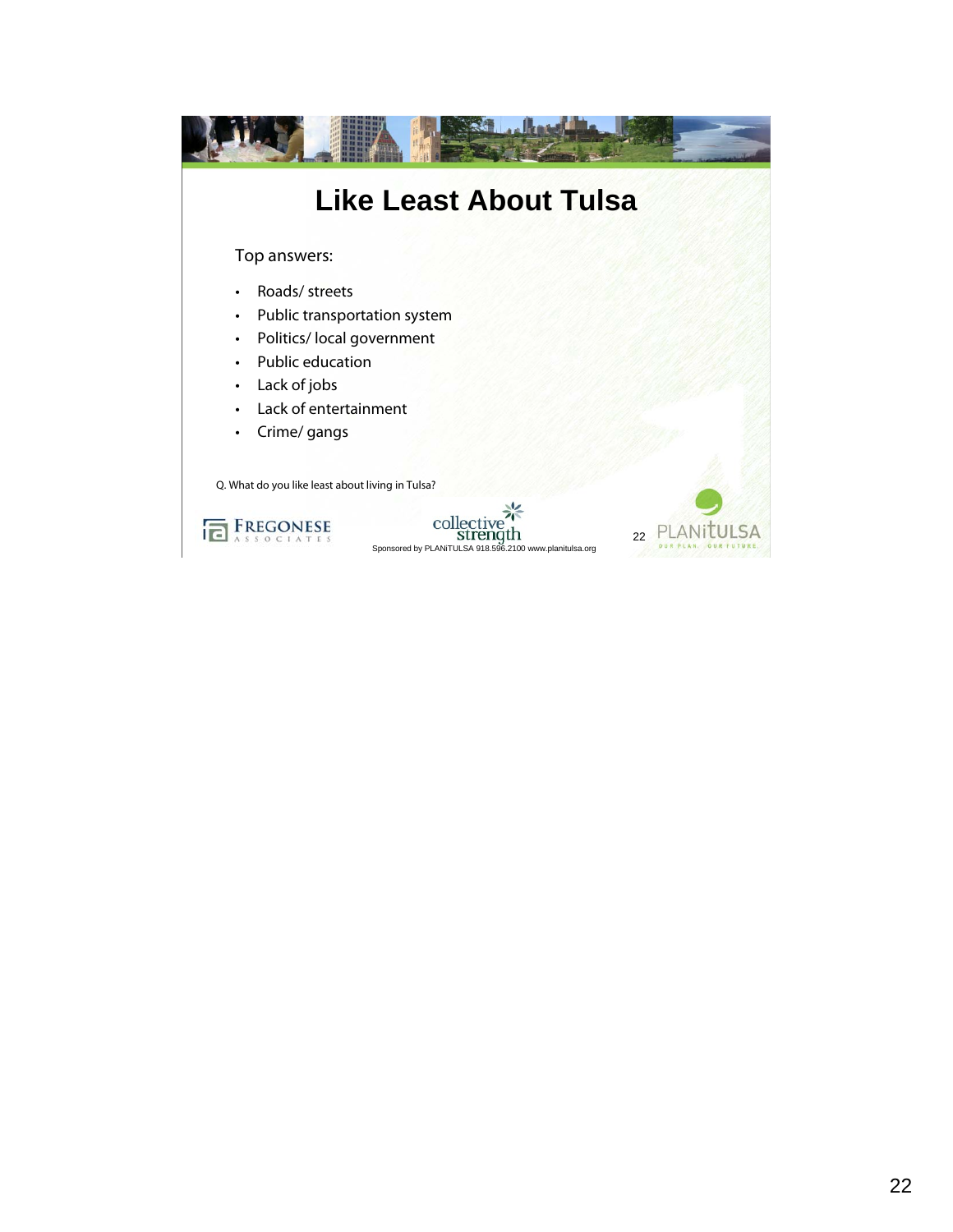# Like Least About Tulsa

Top answers:

- Roads/ streets
- Public transportation system
- Politics/ local government
- Public education
- Lack of jobs
- Lack of entertainment
- Crime/ gangs

Q. What do you like least about living in Tulsa?

Sponsored by PLANiTULSA 918.596.2100 www.planitulsa.org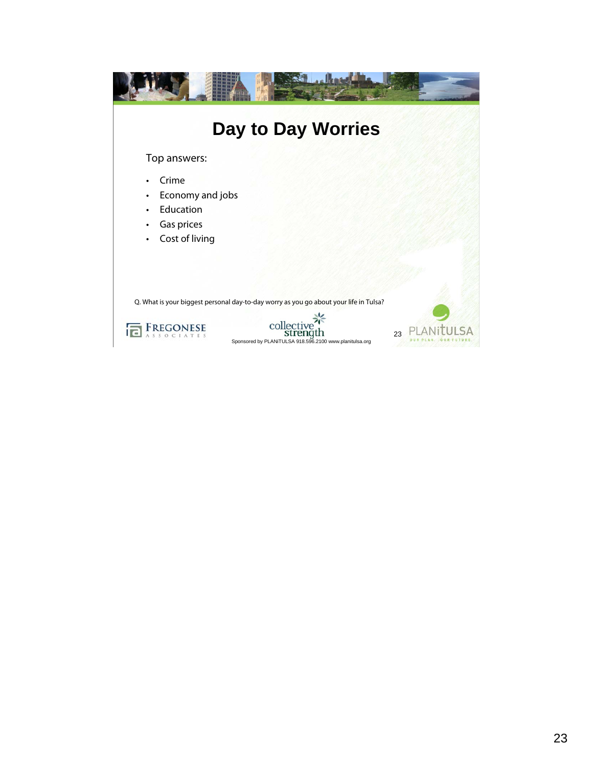# Day to Day Worries

Top answers:

- Crime
- Economy and jobs
- Education
- Gas prices
- Cost of living

Q. What is your biggest personal day-to-day worry as you go about your life in Tulsa?

Sponsored by PLANiTULSA 918.596.2100 www.planitulsa.org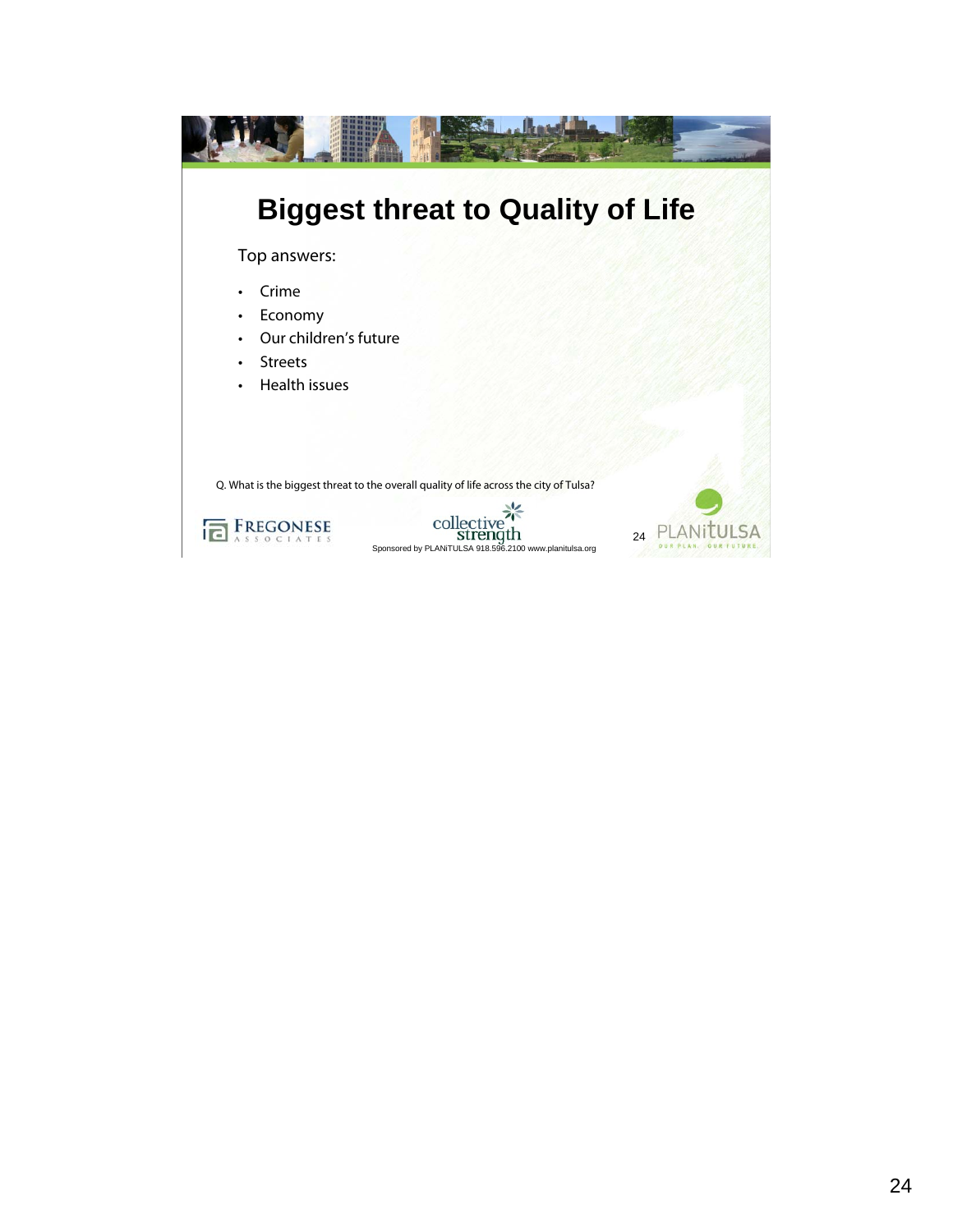# Biggest threat to Quality of Life

Top answers:

- Crime
- Economy
- Our children's future
- Streets
- Health issues

Q. What is the biggest threat to the overall quality of life across the city of Tulsa?

FREGONESE ASSOCIATES

collective strength

Sponsored by PLANiTULSA 918.596.2100 www.planitulsa.org

PLANiTULSA OUR PLAN. OUR FUTURE.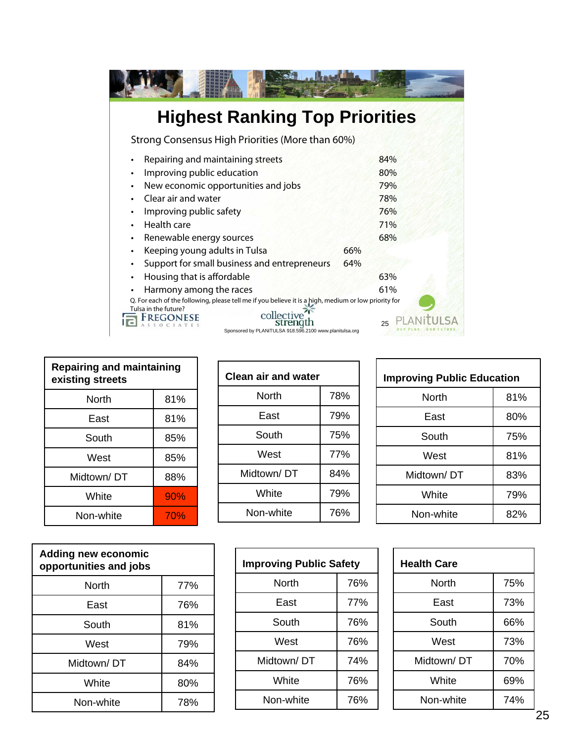# Highest Ranking Top Priorities

Strong Consensus High Priorities (More than 60%)

- Repairing and maintaining streets 84%
- Improving public education 80%
- New economic opportunities and jobs 79%
- Clear air and water 78%
- Improving public safety 76%
- Health care 71%
- Renewable energy sources 68%
- Keeping young adults in Tulsa 66%
- Support for small business and entrepreneurs 64%
- Housing that is affordable 63%
- Harmony among the races 61%

Q. For each of the following, please tell me if you believe it is a high, medium or low priority for Tulsa in the future?

FREGONESE ASSOCIATES | collective strength | PLANiTULSA OUR PLAN. OUR FUTURE.

Sponsored by PLANiTULSA 918.596.2100 www.planitulsa.org

| Repairing and maintaining existing streets | |
|---|---|
| North | 81% |
| East | 81% |
| South | 85% |
| West | 85% |
| Midtown/ DT | 88% |
| White | 90% |
| Non-white | 70% |

| Clean air and water | |
|---|---|
| North | 78% |
| East | 79% |
| South | 75% |
| West | 77% |
| Midtown/ DT | 84% |
| White | 79% |
| Non-white | 76% |

| Improving Public Education | |
|---|---|
| North | 81% |
| East | 80% |
| South | 75% |
| West | 81% |
| Midtown/ DT | 83% |
| White | 79% |
| Non-white | 82% |

| Adding new economic opportunities and jobs | |
|---|---|
| North | 77% |
| East | 76% |
| South | 81% |
| West | 79% |
| Midtown/ DT | 84% |
| White | 80% |
| Non-white | 78% |

| Improving Public Safety | |
|---|---|
| North | 76% |
| East | 77% |
| South | 76% |
| West | 76% |
| Midtown/ DT | 74% |
| White | 76% |
| Non-white | 76% |

| Health Care | |
|---|---|
| North | 75% |
| East | 73% |
| South | 66% |
| West | 73% |
| Midtown/ DT | 70% |
| White | 69% |
| Non-white | 74% |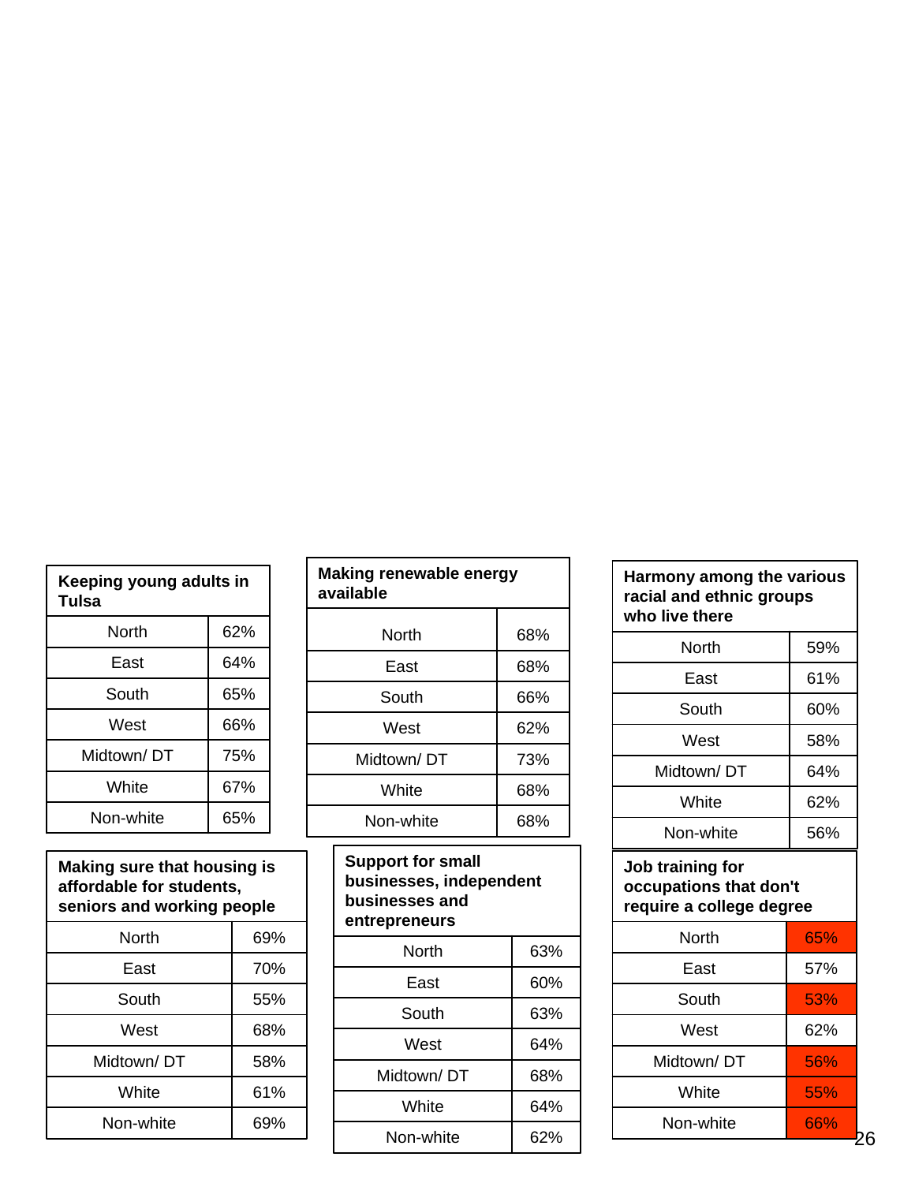| Keeping young adults in Tulsa | |
|---|---|
| North | 62% |
| East | 64% |
| South | 65% |
| West | 66% |
| Midtown/ DT | 75% |
| White | 67% |
| Non-white | 65% |

| Making renewable energy available | |
|---|---|
| North | 68% |
| East | 68% |
| South | 66% |
| West | 62% |
| Midtown/ DT | 73% |
| White | 68% |
| Non-white | 68% |

| Harmony among the various racial and ethnic groups who live there | |
|---|---|
| North | 59% |
| East | 61% |
| South | 60% |
| West | 58% |
| Midtown/ DT | 64% |
| White | 62% |
| Non-white | 56% |

| Making sure that housing is affordable for students, seniors and working people | |
|---|---|
| North | 69% |
| East | 70% |
| South | 55% |
| West | 68% |
| Midtown/ DT | 58% |
| White | 61% |
| Non-white | 69% |

| Support for small businesses, independent businesses and entrepreneurs | |
|---|---|
| North | 63% |
| East | 60% |
| South | 63% |
| West | 64% |
| Midtown/ DT | 68% |
| White | 64% |
| Non-white | 62% |

| Job training for occupations that don't require a college degree | |
|---|---|
| North | 65% |
| East | 57% |
| South | 53% |
| West | 62% |
| Midtown/ DT | 56% |
| White | 55% |
| Non-white | 66% |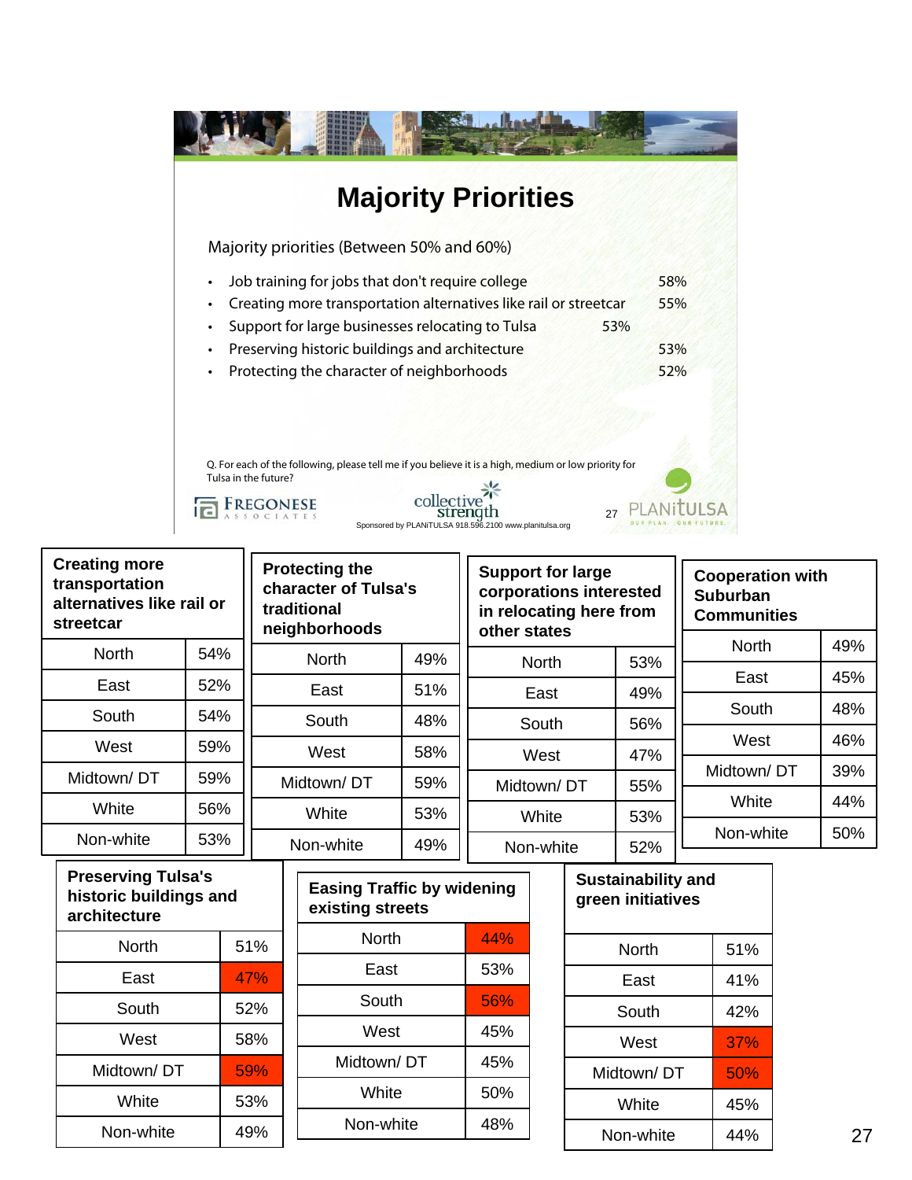# Majority Priorities

Majority priorities (Between 50% and 60%)

- Job training for jobs that don't require college 58%
- Creating more transportation alternatives like rail or streetcar 55%
- Support for large businesses relocating to Tulsa 53%
- Preserving historic buildings and architecture 53%
- Protecting the character of neighborhoods 52%

Q. For each of the following, please tell me if you believe it is a high, medium or low priority for Tulsa in the future?

FREGONESE ASSOCIATES | collective strength | PLANiTULSA OUR PLAN. OUR FUTURE.

Sponsored by PLANiTULSA 918.596.2100 www.planitulsa.org

| Creating more transportation alternatives like rail or streetcar | |
|---|---|
| North | 54% |
| East | 52% |
| South | 54% |
| West | 59% |
| Midtown/ DT | 59% |
| White | 56% |
| Non-white | 53% |

| Protecting the character of Tulsa's traditional neighborhoods | |
|---|---|
| North | 49% |
| East | 51% |
| South | 48% |
| West | 58% |
| Midtown/ DT | 59% |
| White | 53% |
| Non-white | 49% |

| Support for large corporations interested in relocating here from other states | |
|---|---|
| North | 53% |
| East | 49% |
| South | 56% |
| West | 47% |
| Midtown/ DT | 55% |
| White | 53% |
| Non-white | 52% |

| Cooperation with Suburban Communities | |
|---|---|
| North | 49% |
| East | 45% |
| South | 48% |
| West | 46% |
| Midtown/ DT | 39% |
| White | 44% |
| Non-white | 50% |

| Preserving Tulsa's historic buildings and architecture | |
|---|---|
| North | 51% |
| East | 47% |
| South | 52% |
| West | 58% |
| Midtown/ DT | 59% |
| White | 53% |
| Non-white | 49% |

| Easing Traffic by widening existing streets | |
|---|---|
| North | 44% |
| East | 53% |
| South | 56% |
| West | 45% |
| Midtown/ DT | 45% |
| White | 50% |
| Non-white | 48% |

| Sustainability and green initiatives | |
|---|---|
| North | 51% |
| East | 41% |
| South | 42% |
| West | 37% |
| Midtown/ DT | 50% |
| White | 45% |
| Non-white | 44% |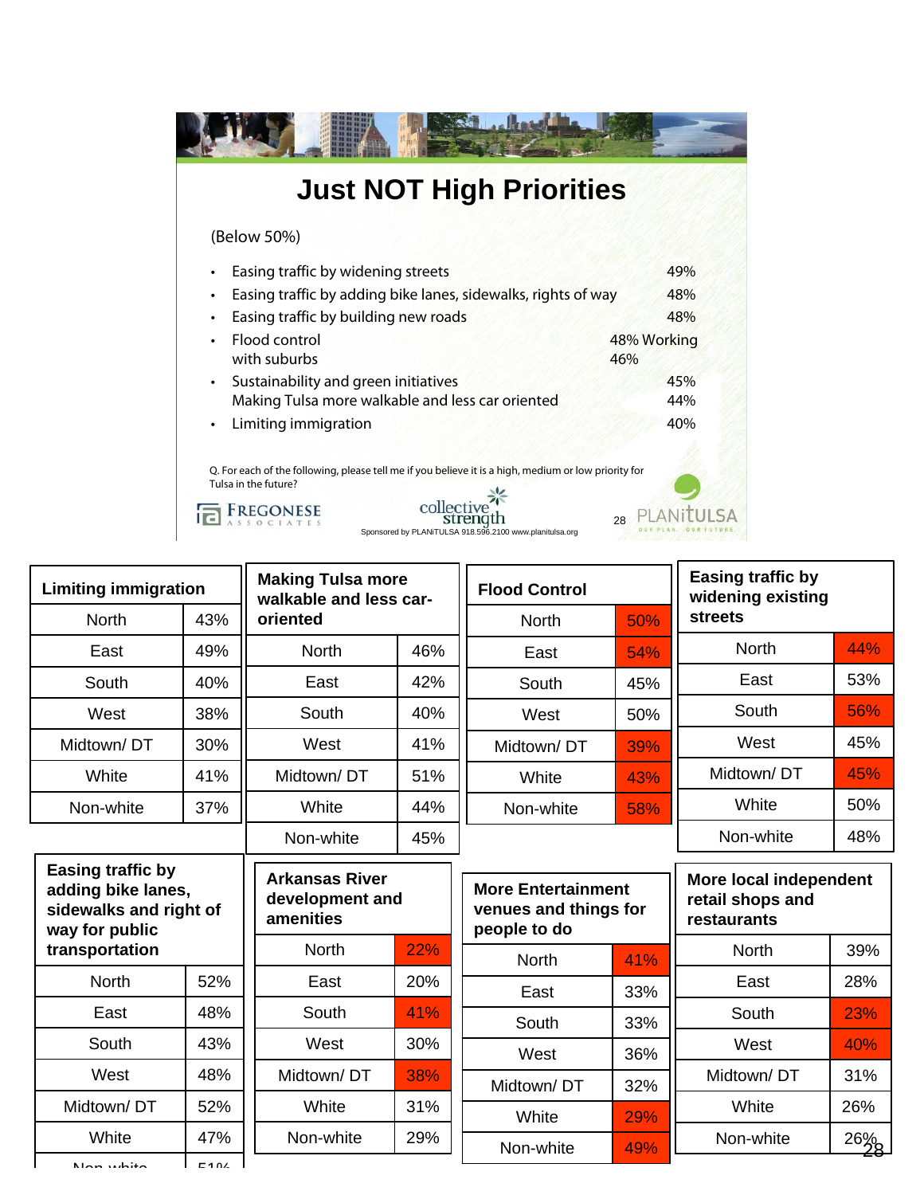# Just NOT High Priorities

(Below 50%)

- Easing traffic by widening streets 49%
- Easing traffic by adding bike lanes, sidewalks, rights of way 48%
- Easing traffic by building new roads 48%
- Flood control 48% Working with suburbs 46%
- Sustainability and green initiatives 45%
  Making Tulsa more walkable and less car oriented 44%
- Limiting immigration 40%

Q. For each of the following, please tell me if you believe it is a high, medium or low priority for Tulsa in the future?

FREGONESE ASSOCIATES

collective strength

Sponsored by PLANiTULSA 918.596.2100 www.planitulsa.org

PLANiTULSA OUR PLAN. OUR FUTURE.

| Limiting immigration | |
|---|---|
| North | 43% |
| East | 49% |
| South | 40% |
| West | 38% |
| Midtown/ DT | 30% |
| White | 41% |
| Non-white | 37% |

| Making Tulsa more walkable and less car-oriented | |
|---|---|
| North | 46% |
| East | 42% |
| South | 40% |
| West | 41% |
| Midtown/ DT | 51% |
| White | 44% |
| Non-white | 45% |

| Flood Control | |
|---|---|
| North | 50% |
| East | 54% |
| South | 45% |
| West | 50% |
| Midtown/ DT | 39% |
| White | 43% |
| Non-white | 58% |

| Easing traffic by widening existing streets | |
|---|---|
| North | 44% |
| East | 53% |
| South | 56% |
| West | 45% |
| Midtown/ DT | 45% |
| White | 50% |
| Non-white | 48% |

| Easing traffic by adding bike lanes, sidewalks and right of way for public transportation | |
|---|---|
| North | 52% |
| East | 48% |
| South | 43% |
| West | 48% |
| Midtown/ DT | 52% |
| White | 47% |
| Non-white | 51% |

| Arkansas River development and amenities | |
|---|---|
| North | 22% |
| East | 20% |
| South | 41% |
| West | 30% |
| Midtown/ DT | 38% |
| White | 31% |
| Non-white | 29% |

| More Entertainment venues and things for people to do | |
|---|---|
| North | 41% |
| East | 33% |
| South | 33% |
| West | 36% |
| Midtown/ DT | 32% |
| White | 29% |
| Non-white | 49% |

| More local independent retail shops and restaurants | |
|---|---|
| North | 39% |
| East | 28% |
| South | 23% |
| West | 40% |
| Midtown/ DT | 31% |
| White | 26% |
| Non-white | 26% |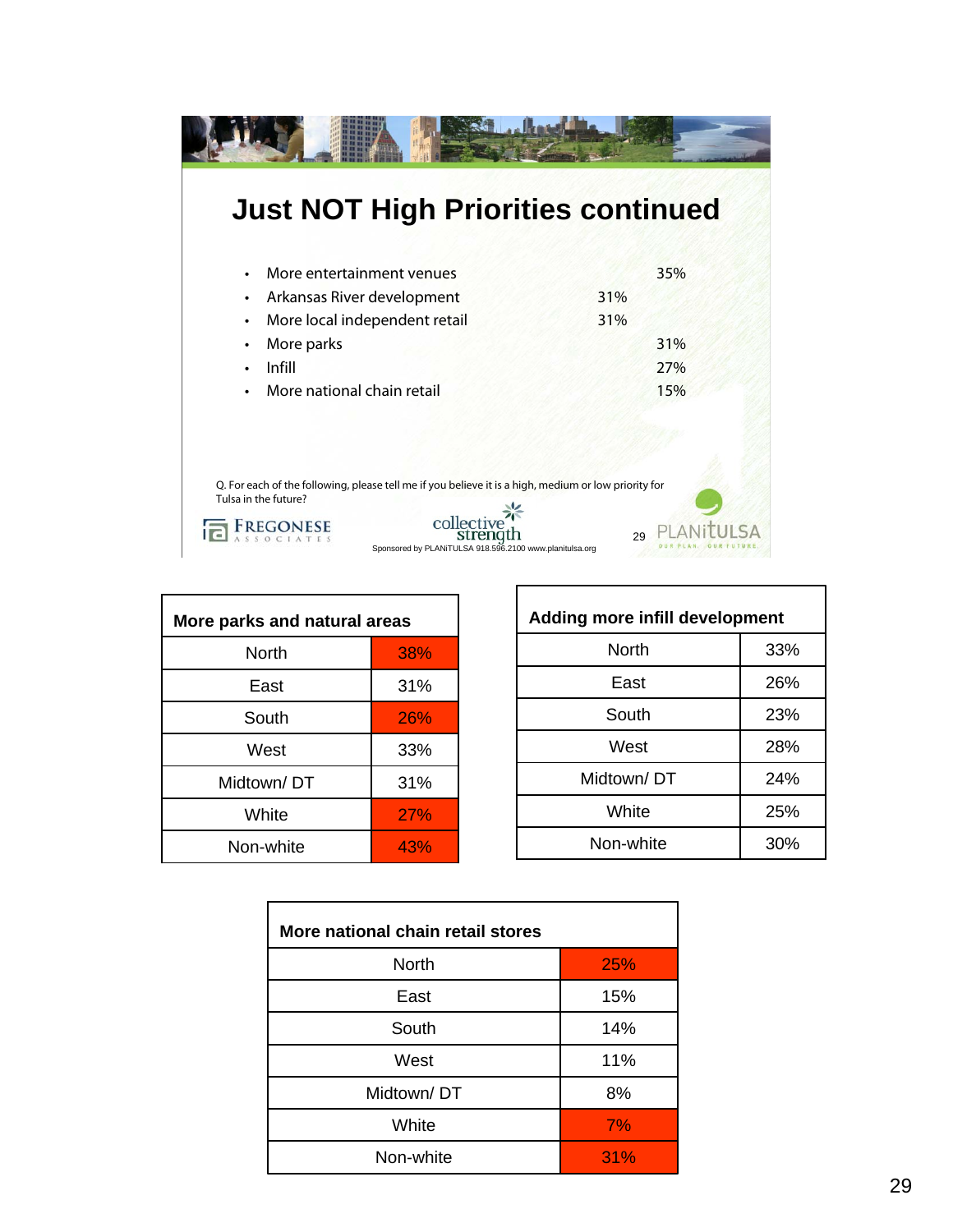# Just NOT High Priorities continued

- More entertainment venues 35%
- Arkansas River development 31%
- More local independent retail 31%
- More parks 31%
- Infill 27%
- More national chain retail 15%

Q. For each of the following, please tell me if you believe it is a high, medium or low priority for Tulsa in the future?

FREGONESE ASSOCIATES

collective strength

Sponsored by PLANiTULSA 918.596.2100 www.planitulsa.org

PLANiTULSA OUR PLAN. OUR FUTURE.

| More parks and natural areas | |
|---|---|
| North | 38% |
| East | 31% |
| South | 26% |
| West | 33% |
| Midtown/ DT | 31% |
| White | 27% |
| Non-white | 43% |

| Adding more infill development | |
|---|---|
| North | 33% |
| East | 26% |
| South | 23% |
| West | 28% |
| Midtown/ DT | 24% |
| White | 25% |
| Non-white | 30% |

| More national chain retail stores | |
|---|---|
| North | 25% |
| East | 15% |
| South | 14% |
| West | 11% |
| Midtown/ DT | 8% |
| White | 7% |
| Non-white | 31% |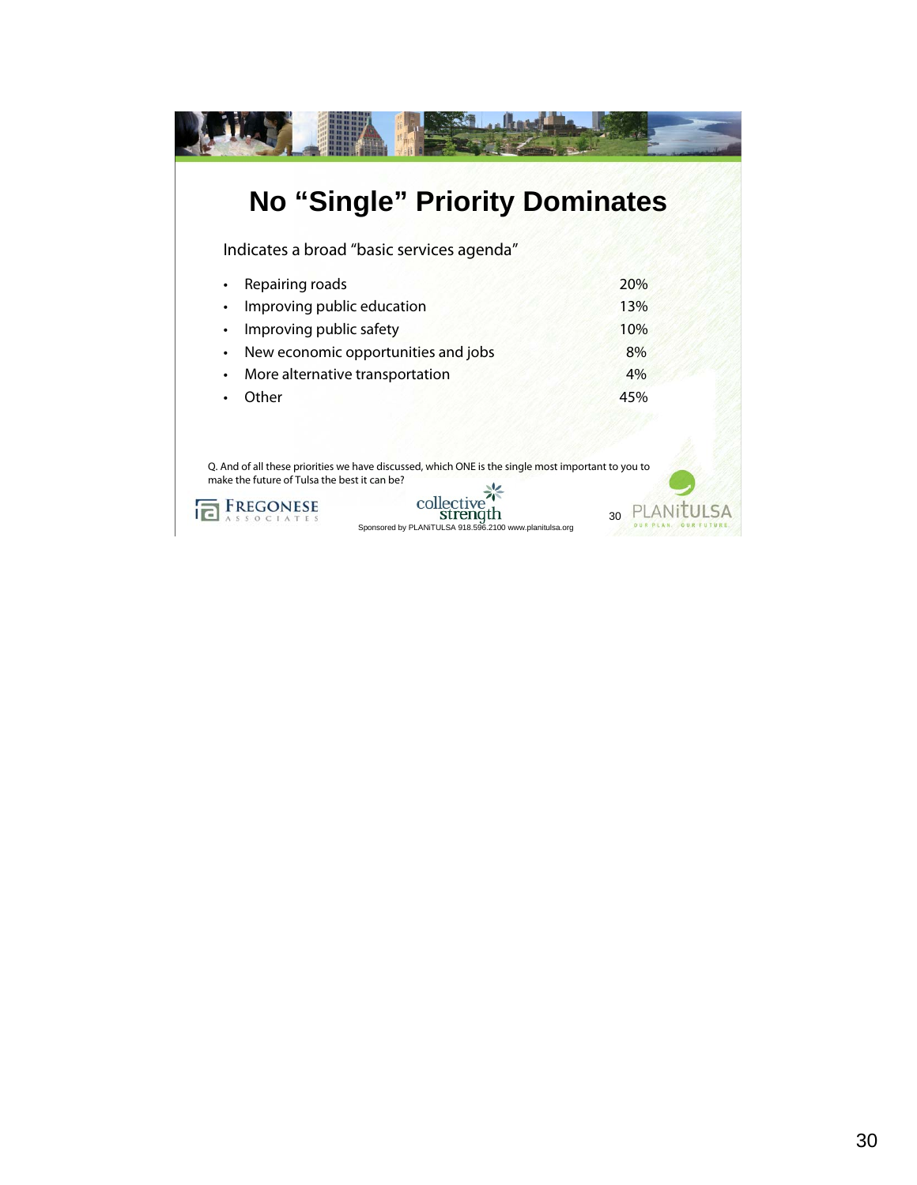# No "Single" Priority Dominates

Indicates a broad "basic services agenda"

| | |
|---|---|
| • Repairing roads | 20% |
| • Improving public education | 13% |
| • Improving public safety | 10% |
| • New economic opportunities and jobs | 8% |
| • More alternative transportation | 4% |
| • Other | 45% |

Q. And of all these priorities we have discussed, which ONE is the single most important to you to make the future of Tulsa the best it can be?

FREGONESE ASSOCIATES

collective strength

Sponsored by PLANiTULSA 918.596.2100 www.planitulsa.org

PLANiTULSA OUR PLAN. OUR FUTURE.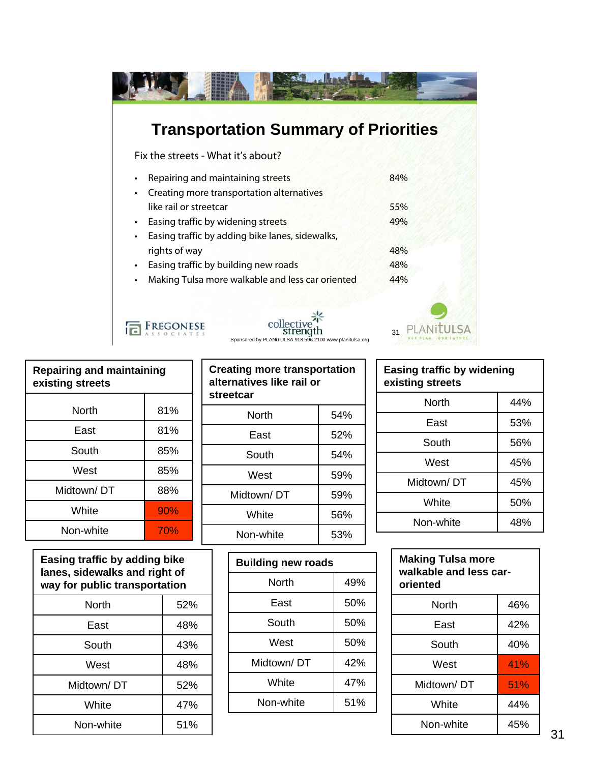# Transportation Summary of Priorities

Fix the streets - What it's about?

- Repairing and maintaining streets — 84%
- Creating more transportation alternatives like rail or streetcar — 55%
- Easing traffic by widening streets — 49%
- Easing traffic by adding bike lanes, sidewalks, rights of way — 48%
- Easing traffic by building new roads — 48%
- Making Tulsa more walkable and less car oriented — 44%

FREGONESE ASSOCIATES | collective strength | PLANiTULSA OUR PLAN. OUR FUTURE.

Sponsored by PLANiTULSA 918.596.2100 www.planitulsa.org

| Repairing and maintaining existing streets | |
|---|---|
| North | 81% |
| East | 81% |
| South | 85% |
| West | 85% |
| Midtown/ DT | 88% |
| White | 90% |
| Non-white | 70% |

| Creating more transportation alternatives like rail or streetcar | |
|---|---|
| North | 54% |
| East | 52% |
| South | 54% |
| West | 59% |
| Midtown/ DT | 59% |
| White | 56% |
| Non-white | 53% |

| Easing traffic by widening existing streets | |
|---|---|
| North | 44% |
| East | 53% |
| South | 56% |
| West | 45% |
| Midtown/ DT | 45% |
| White | 50% |
| Non-white | 48% |

| Easing traffic by adding bike lanes, sidewalks and right of way for public transportation | |
|---|---|
| North | 52% |
| East | 48% |
| South | 43% |
| West | 48% |
| Midtown/ DT | 52% |
| White | 47% |
| Non-white | 51% |

| Building new roads | |
|---|---|
| North | 49% |
| East | 50% |
| South | 50% |
| West | 50% |
| Midtown/ DT | 42% |
| White | 47% |
| Non-white | 51% |

| Making Tulsa more walkable and less car-oriented | |
|---|---|
| North | 46% |
| East | 42% |
| South | 40% |
| West | 41% |
| Midtown/ DT | 51% |
| White | 44% |
| Non-white | 45% |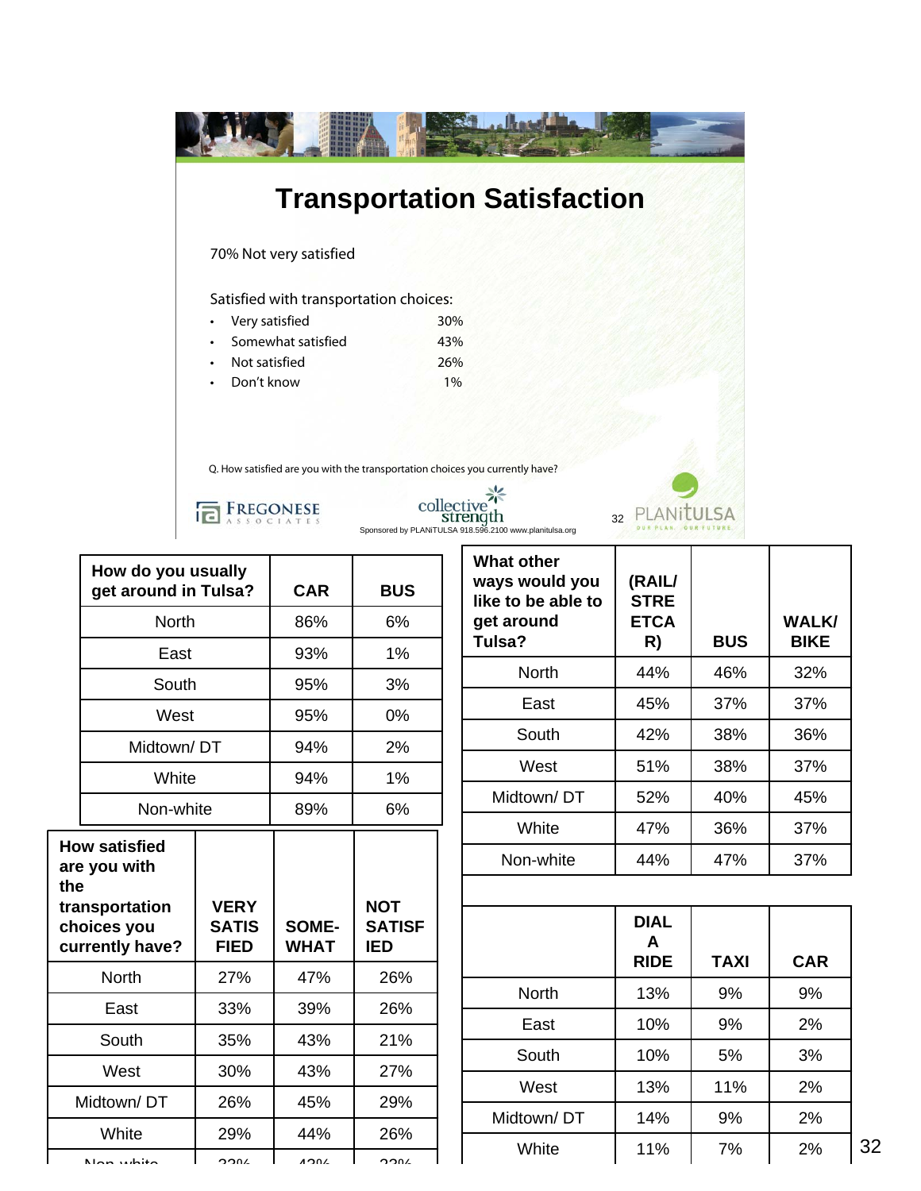# Transportation Satisfaction

70% Not very satisfied

Satisfied with transportation choices:

- Very satisfied 30%
- Somewhat satisfied 43%
- Not satisfied 26%
- Don't know 1%

Q. How satisfied are you with the transportation choices you currently have?

FREGONESE ASSOCIATES collective strength PLANiTULSA OUR PLAN. OUR FUTURE.

Sponsored by PLANiTULSA 918.596.2100 www.planitulsa.org

| How do you usually get around in Tulsa? | CAR | BUS |
|---|---|---|
| North | 86% | 6% |
| East | 93% | 1% |
| South | 95% | 3% |
| West | 95% | 0% |
| Midtown/ DT | 94% | 2% |
| White | 94% | 1% |
| Non-white | 89% | 6% |

| How satisfied are you with the transportation choices you currently have? | VERY SATISFIED | SOME-WHAT | NOT SATISFIED |
|---|---|---|---|
| North | 27% | 47% | 26% |
| East | 33% | 39% | 26% |
| South | 35% | 43% | 21% |
| West | 30% | 43% | 27% |
| Midtown/ DT | 26% | 45% | 29% |
| White | 29% | 44% | 26% |
| Non-white | 33% | 43% | 23% |

| What other ways would you like to be able to get around Tulsa? | (RAIL/ STREETCAR) | BUS | WALK/ BIKE |
|---|---|---|---|
| North | 44% | 46% | 32% |
| East | 45% | 37% | 37% |
| South | 42% | 38% | 36% |
| West | 51% | 38% | 37% |
| Midtown/ DT | 52% | 40% | 45% |
| White | 47% | 36% | 37% |
| Non-white | 44% | 47% | 37% |

| | DIAL A RIDE | TAXI | CAR |
|---|---|---|---|
| North | 13% | 9% | 9% |
| East | 10% | 9% | 2% |
| South | 10% | 5% | 3% |
| West | 13% | 11% | 2% |
| Midtown/ DT | 14% | 9% | 2% |
| White | 11% | 7% | 2% |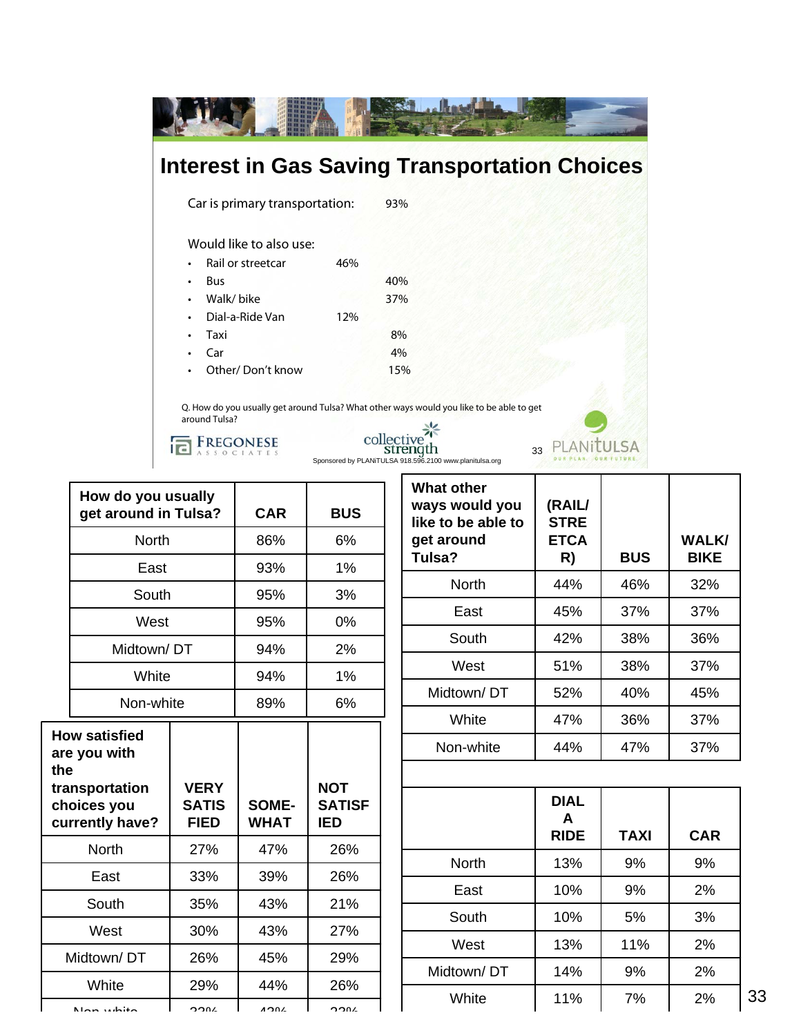# Interest in Gas Saving Transportation Choices

Car is primary transportation: 93%

Would like to also use:

- Rail or streetcar 46%
- Bus 40%
- Walk/ bike 37%
- Dial-a-Ride Van 12%
- Taxi 8%
- Car 4%
- Other/ Don't know 15%

Q. How do you usually get around Tulsa? What other ways would you like to be able to get around Tulsa?

FREGONESE ASSOCIATES | collective strength | PLANiTULSA OUR PLAN. OUR FUTURE.

Sponsored by PLANiTULSA 918.596.2100 www.planitulsa.org

| How do you usually get around in Tulsa? | CAR | BUS |
|---|---|---|
| North | 86% | 6% |
| East | 93% | 1% |
| South | 95% | 3% |
| West | 95% | 0% |
| Midtown/ DT | 94% | 2% |
| White | 94% | 1% |
| Non-white | 89% | 6% |

| How satisfied are you with the transportation choices you currently have? | VERY SATISFIED | SOME-WHAT | NOT SATISFIED |
|---|---|---|---|
| North | 27% | 47% | 26% |
| East | 33% | 39% | 26% |
| South | 35% | 43% | 21% |
| West | 30% | 43% | 27% |
| Midtown/ DT | 26% | 45% | 29% |
| White | 29% | 44% | 26% |
| Non-white | 33% | 43% | 23% |

| What other ways would you like to be able to get around Tulsa? | (RAIL/ STREETCAR) | BUS | WALK/ BIKE |
|---|---|---|---|
| North | 44% | 46% | 32% |
| East | 45% | 37% | 37% |
| South | 42% | 38% | 36% |
| West | 51% | 38% | 37% |
| Midtown/ DT | 52% | 40% | 45% |
| White | 47% | 36% | 37% |
| Non-white | 44% | 47% | 37% |

| | DIAL A RIDE | TAXI | CAR |
|---|---|---|---|
| North | 13% | 9% | 9% |
| East | 10% | 9% | 2% |
| South | 10% | 5% | 3% |
| West | 13% | 11% | 2% |
| Midtown/ DT | 14% | 9% | 2% |
| White | 11% | 7% | 2% |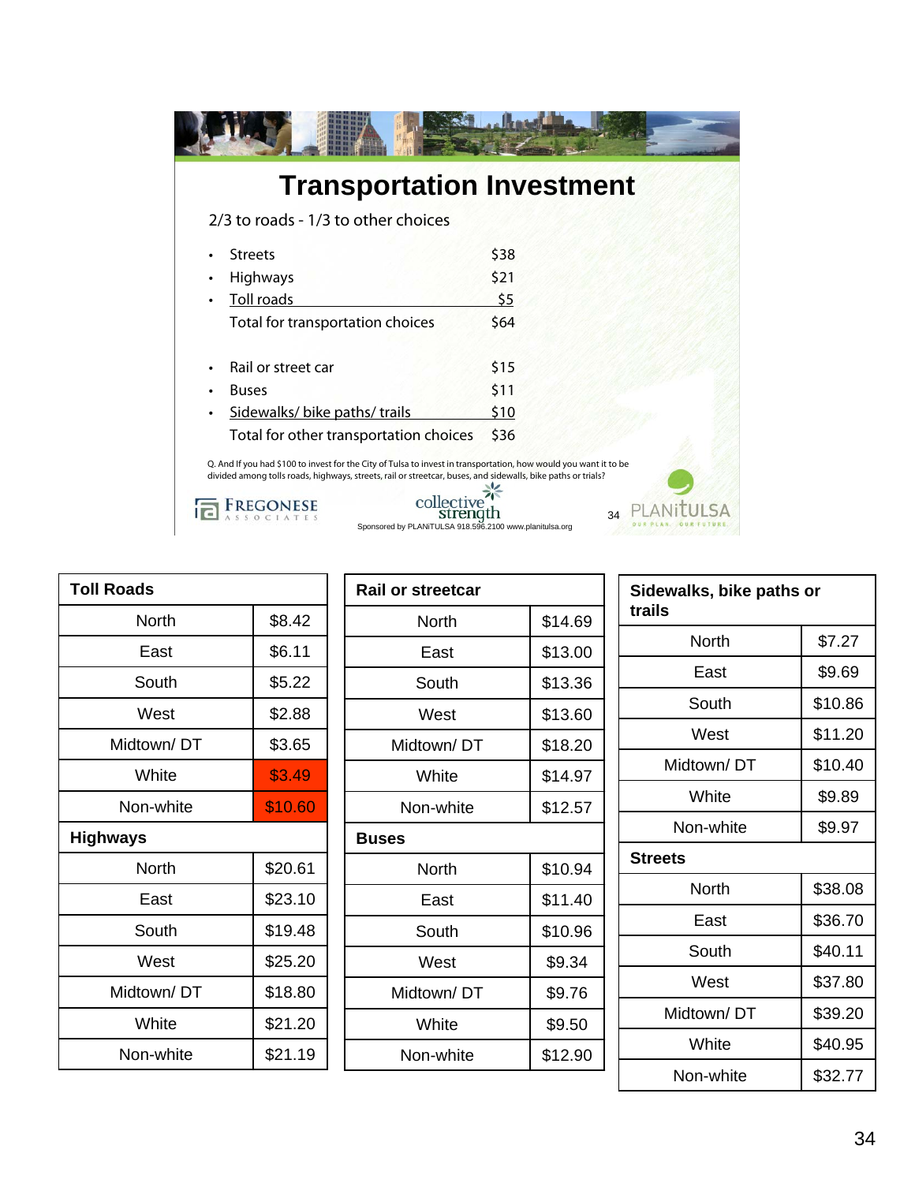# Transportation Investment

2/3 to roads - 1/3 to other choices

| | |
|---|---|
| • Streets | $38 |
| • Highways | $21 |
| • Toll roads | $5 |
| Total for transportation choices | $64 |
| • Rail or street car | $15 |
| • Buses | $11 |
| • Sidewalks/ bike paths/ trails | $10 |
| Total for other transportation choices | $36 |

Q. And If you had $100 to invest for the City of Tulsa to invest in transportation, how would you want it to be divided among tolls roads, highways, streets, rail or streetcar, buses, and sidewalks, bike paths or trials?

FREGONESE ASSOCIATES

collective strength

Sponsored by PLANiTULSA 918.596.2100 www.planitulsa.org

PLANiTULSA OUR PLAN. OUR FUTURE.

| Toll Roads | |
|---|---|
| North | $8.42 |
| East | $6.11 |
| South | $5.22 |
| West | $2.88 |
| Midtown/ DT | $3.65 |
| White | $3.49 |
| Non-white | $10.60 |
| **Highways** | |
| North | $20.61 |
| East | $23.10 |
| South | $19.48 |
| West | $25.20 |
| Midtown/ DT | $18.80 |
| White | $21.20 |
| Non-white | $21.19 |

| Rail or streetcar | |
|---|---|
| North | $14.69 |
| East | $13.00 |
| South | $13.36 |
| West | $13.60 |
| Midtown/ DT | $18.20 |
| White | $14.97 |
| Non-white | $12.57 |
| **Buses** | |
| North | $10.94 |
| East | $11.40 |
| South | $10.96 |
| West | $9.34 |
| Midtown/ DT | $9.76 |
| White | $9.50 |
| Non-white | $12.90 |

| Sidewalks, bike paths or trails | |
|---|---|
| North | $7.27 |
| East | $9.69 |
| South | $10.86 |
| West | $11.20 |
| Midtown/ DT | $10.40 |
| White | $9.89 |
| Non-white | $9.97 |
| **Streets** | |
| North | $38.08 |
| East | $36.70 |
| South | $40.11 |
| West | $37.80 |
| Midtown/ DT | $39.20 |
| White | $40.95 |
| Non-white | $32.77 |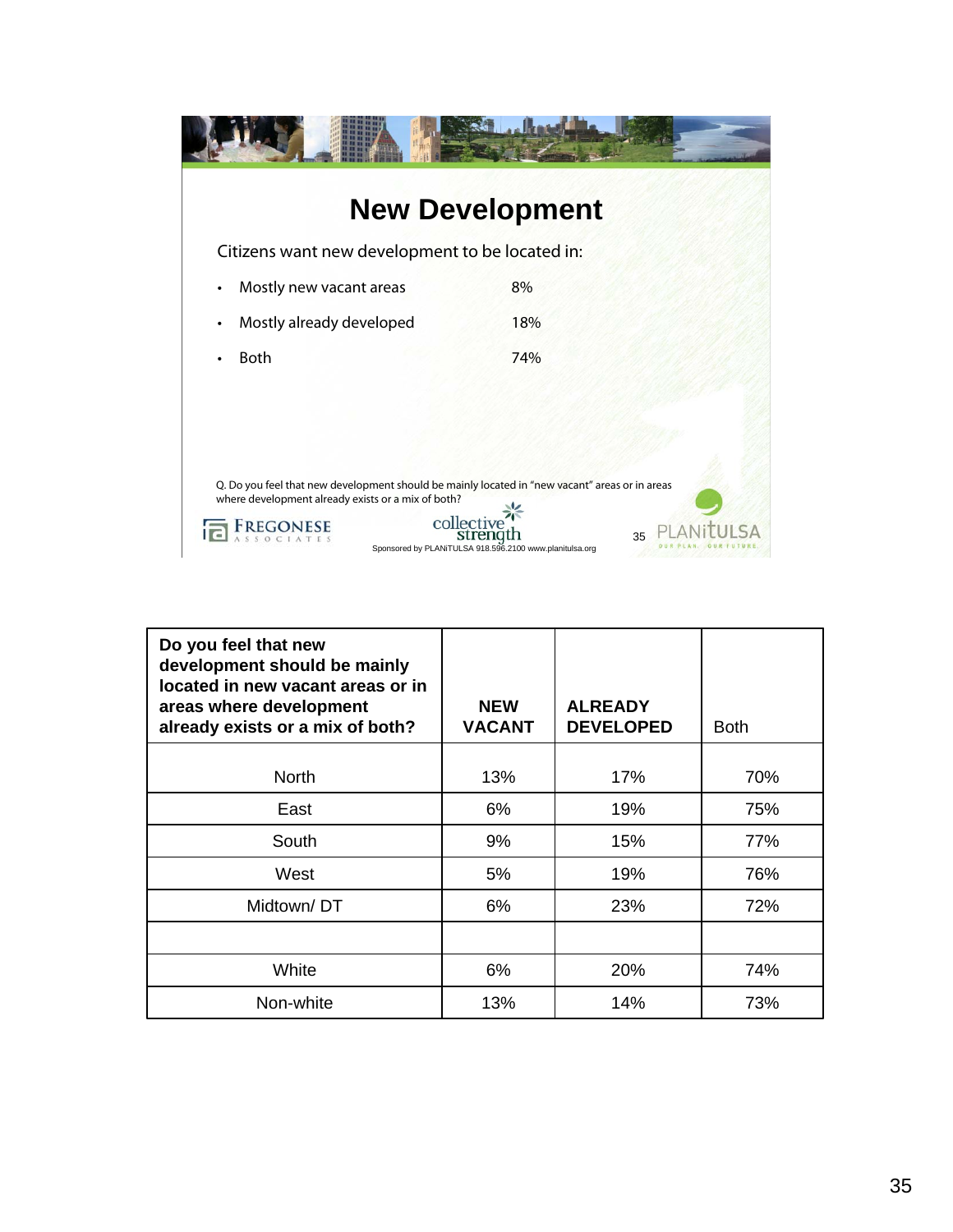# New Development

Citizens want new development to be located in:

- Mostly new vacant areas 8%
- Mostly already developed 18%
- Both 74%

Q. Do you feel that new development should be mainly located in "new vacant" areas or in areas where development already exists or a mix of both?

FREGONESE ASSOCIATES

collective strength

Sponsored by PLANiTULSA 918.596.2100 www.planitulsa.org

PLANiTULSA OUR PLAN. OUR FUTURE.

| Do you feel that new development should be mainly located in new vacant areas or in areas where development already exists or a mix of both? | NEW VACANT | ALREADY DEVELOPED | Both |
|---|---|---|---|
| North | 13% | 17% | 70% |
| East | 6% | 19% | 75% |
| South | 9% | 15% | 77% |
| West | 5% | 19% | 76% |
| Midtown/ DT | 6% | 23% | 72% |
| | | | |
| White | 6% | 20% | 74% |
| Non-white | 13% | 14% | 73% |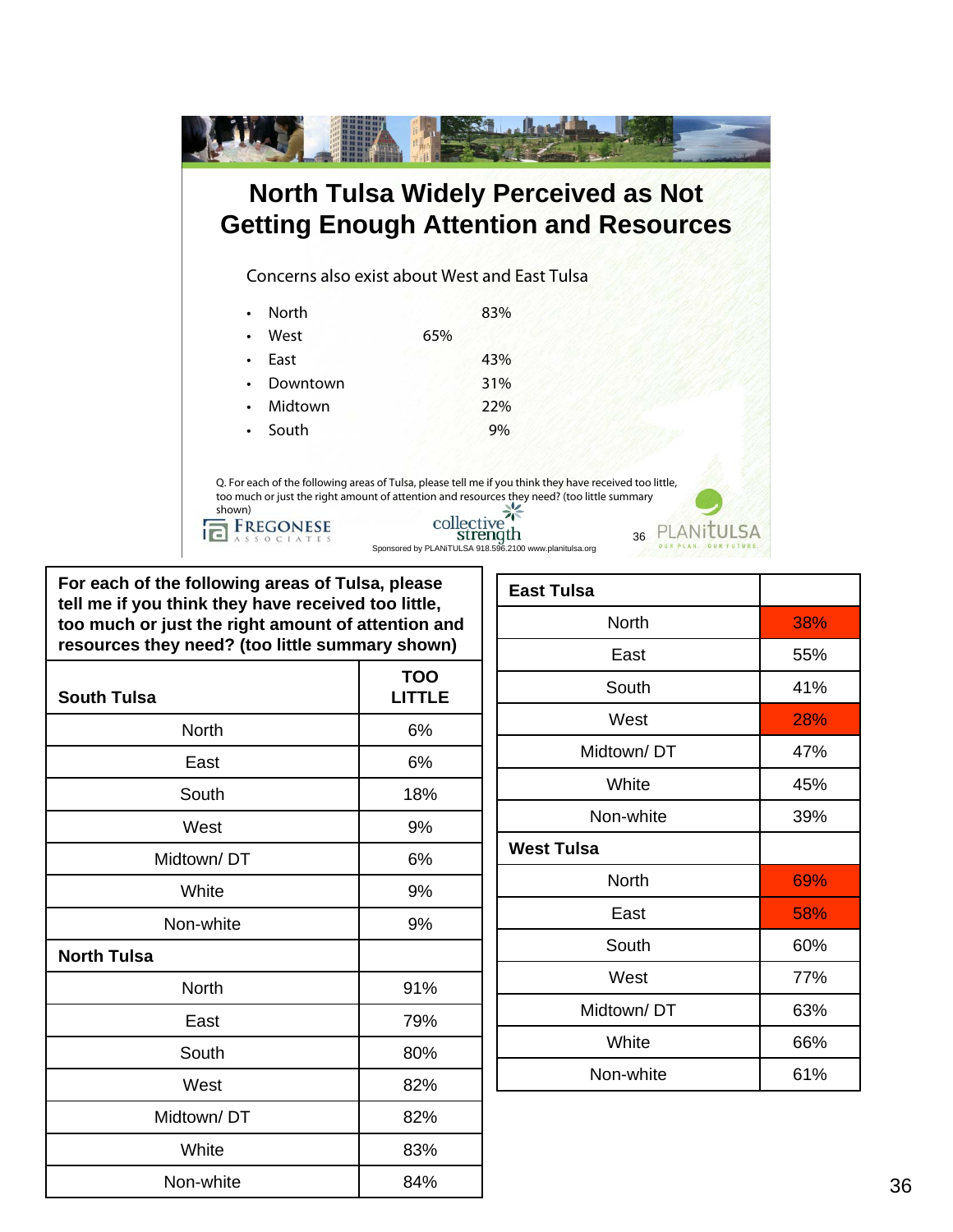# North Tulsa Widely Perceived as Not Getting Enough Attention and Resources

Concerns also exist about West and East Tulsa

- North 83%
- West 65%
- East 43%
- Downtown 31%
- Midtown 22%
- South 9%

Q. For each of the following areas of Tulsa, please tell me if you think they have received too little, too much or just the right amount of attention and resources they need? (too little summary shown)

FREGONESE ASSOCIATES | collective strength | PLANiTULSA OUR PLAN. OUR FUTURE.

Sponsored by PLANiTULSA 918.596.2100 www.planitulsa.org

**For each of the following areas of Tulsa, please tell me if you think they have received too little, too much or just the right amount of attention and resources they need? (too little summary shown)**

| South Tulsa | TOO LITTLE |
|---|---|
| North | 6% |
| East | 6% |
| South | 18% |
| West | 9% |
| Midtown/ DT | 6% |
| White | 9% |
| Non-white | 9% |
| **North Tulsa** | |
| North | 91% |
| East | 79% |
| South | 80% |
| West | 82% |
| Midtown/ DT | 82% |
| White | 83% |
| Non-white | 84% |

| East Tulsa | |
|---|---|
| North | 38% |
| East | 55% |
| South | 41% |
| West | 28% |
| Midtown/ DT | 47% |
| White | 45% |
| Non-white | 39% |
| **West Tulsa** | |
| North | 69% |
| East | 58% |
| South | 60% |
| West | 77% |
| Midtown/ DT | 63% |
| White | 66% |
| Non-white | 61% |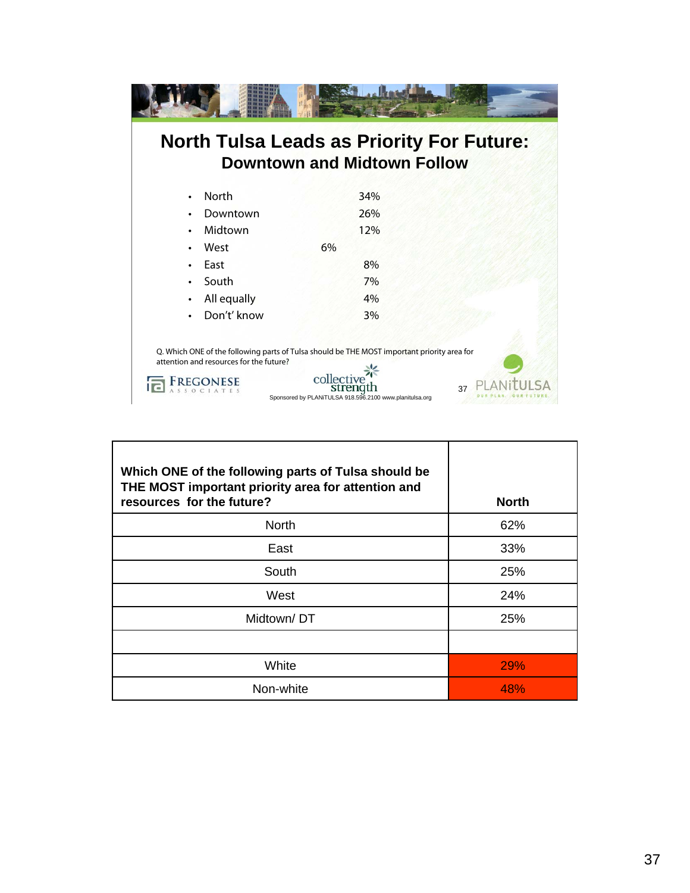# North Tulsa Leads as Priority For Future:

## Downtown and Midtown Follow

- North 34%
- Downtown 26%
- Midtown 12%
- West 6%
- East 8%
- South 7%
- All equally 4%
- Don't' know 3%

Q. Which ONE of the following parts of Tulsa should be THE MOST important priority area for attention and resources for the future?

FREGONESE ASSOCIATES

collective strength

Sponsored by PLANiTULSA 918.596.2100 www.planitulsa.org

PLANiTULSA OUR PLAN. OUR FUTURE.

| **Which ONE of the following parts of Tulsa should be THE MOST important priority area for attention and resources for the future?** | **North** |
|---|---|
| North | 62% |
| East | 33% |
| South | 25% |
| West | 24% |
| Midtown/ DT | 25% |
| | |
| White | 29% |
| Non-white | 48% |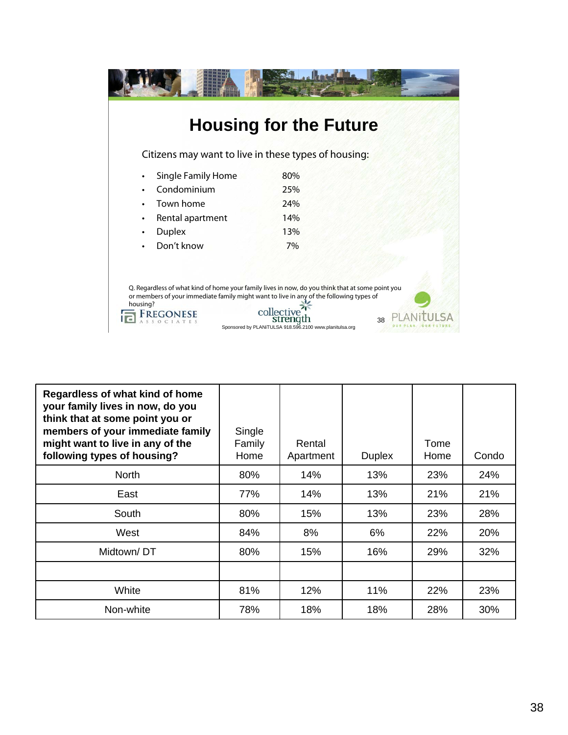# Housing for the Future

Citizens may want to live in these types of housing:

- Single Family Home 80%
- Condominium 25%
- Town home 24%
- Rental apartment 14%
- Duplex 13%
- Don't know 7%

Q. Regardless of what kind of home your family lives in now, do you think that at some point you or members of your immediate family might want to live in any of the following types of housing?

FREGONESE ASSOCIATES collective strength PLANiTULSA OUR PLAN. OUR FUTURE.

Sponsored by PLANiTULSA 918.596.2100 www.planitulsa.org

| **Regardless of what kind of home your family lives in now, do you think that at some point you or members of your immediate family might want to live in any of the following types of housing?** | Single Family Home | Rental Apartment | Duplex | Tome Home | Condo |
|---|---|---|---|---|---|
| North | 80% | 14% | 13% | 23% | 24% |
| East | 77% | 14% | 13% | 21% | 21% |
| South | 80% | 15% | 13% | 23% | 28% |
| West | 84% | 8% | 6% | 22% | 20% |
| Midtown/ DT | 80% | 15% | 16% | 29% | 32% |
| | | | | | |
| White | 81% | 12% | 11% | 22% | 23% |
| Non-white | 78% | 18% | 18% | 28% | 30% |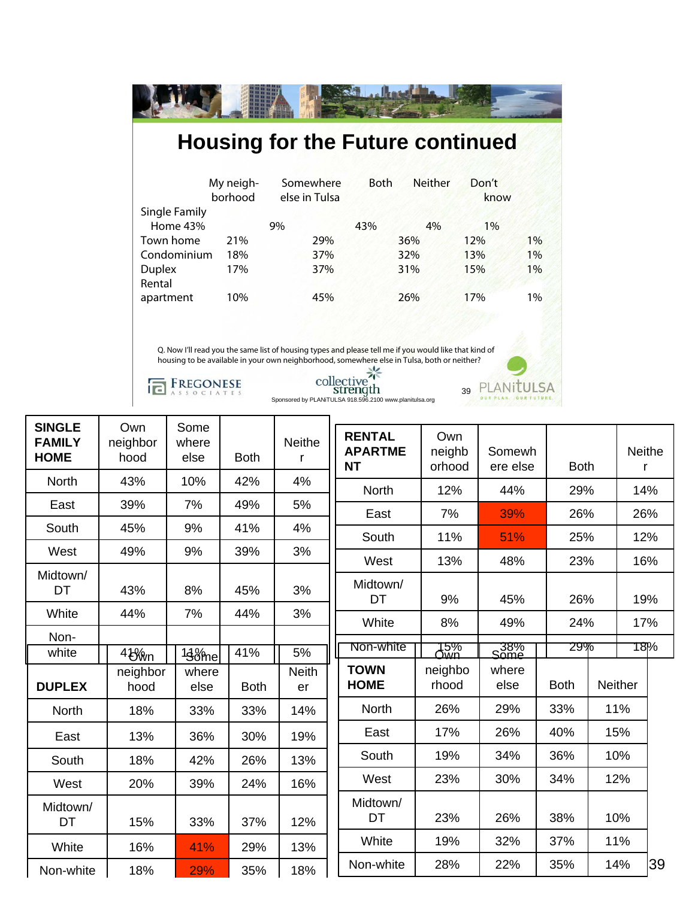# Housing for the Future continued

| | My neighborhood | Somewhere else in Tulsa | Both | Neither | Don't know |
|---|---|---|---|---|---|
| Single Family Home | 43% | 9% | 43% | 4% | 1% |
| Town home | 21% | 29% | 36% | 12% | 1% |
| Condominium | 18% | 37% | 32% | 13% | 1% |
| Duplex | 17% | 37% | 31% | 15% | 1% |
| Rental apartment | 10% | 45% | 26% | 17% | 1% |

Q. Now I'll read you the same list of housing types and please tell me if you would like that kind of housing to be available in your own neighborhood, somewhere else in Tulsa, both or neither?

FREGONESE ASSOCIATES   collective strength   PLANiTULSA OUR PLAN. OUR FUTURE.

Sponsored by PLANiTULSA 918.596.2100 www.planitulsa.org

| SINGLE FAMILY HOME | Own neighborhood | Somewhere else | Both | Neither |
|---|---|---|---|---|
| North | 43% | 10% | 42% | 4% |
| East | 39% | 7% | 49% | 5% |
| South | 45% | 9% | 41% | 4% |
| West | 49% | 9% | 39% | 3% |
| Midtown/ DT | 43% | 8% | 45% | 3% |
| White | 44% | 7% | 44% | 3% |
| Non-white | 41% | 13% | 41% | 5% |

| RENTAL APARTMENT | Own neighborhood | Somewhere else | Both | Neither |
|---|---|---|---|---|
| North | 12% | 44% | 29% | 14% |
| East | 7% | 39% | 26% | 26% |
| South | 11% | 51% | 25% | 12% |
| West | 13% | 48% | 23% | 16% |
| Midtown/ DT | 9% | 45% | 26% | 19% |
| White | 8% | 49% | 24% | 17% |
| Non-white | 15% | 38% | 29% | 18% |

| DUPLEX | Own neighborhood | Somewhere else | Both | Neither |
|---|---|---|---|---|
| North | 18% | 33% | 33% | 14% |
| East | 13% | 36% | 30% | 19% |
| South | 18% | 42% | 26% | 13% |
| West | 20% | 39% | 24% | 16% |
| Midtown/ DT | 15% | 33% | 37% | 12% |
| White | 16% | 41% | 29% | 13% |
| Non-white | 18% | 29% | 35% | 18% |

| TOWN HOME | Own neighborhood | Somewhere else | Both | Neither |
|---|---|---|---|---|
| North | 26% | 29% | 33% | 11% |
| East | 17% | 26% | 40% | 15% |
| South | 19% | 34% | 36% | 10% |
| West | 23% | 30% | 34% | 12% |
| Midtown/ DT | 23% | 26% | 38% | 10% |
| White | 19% | 32% | 37% | 11% |
| Non-white | 28% | 22% | 35% | 14% |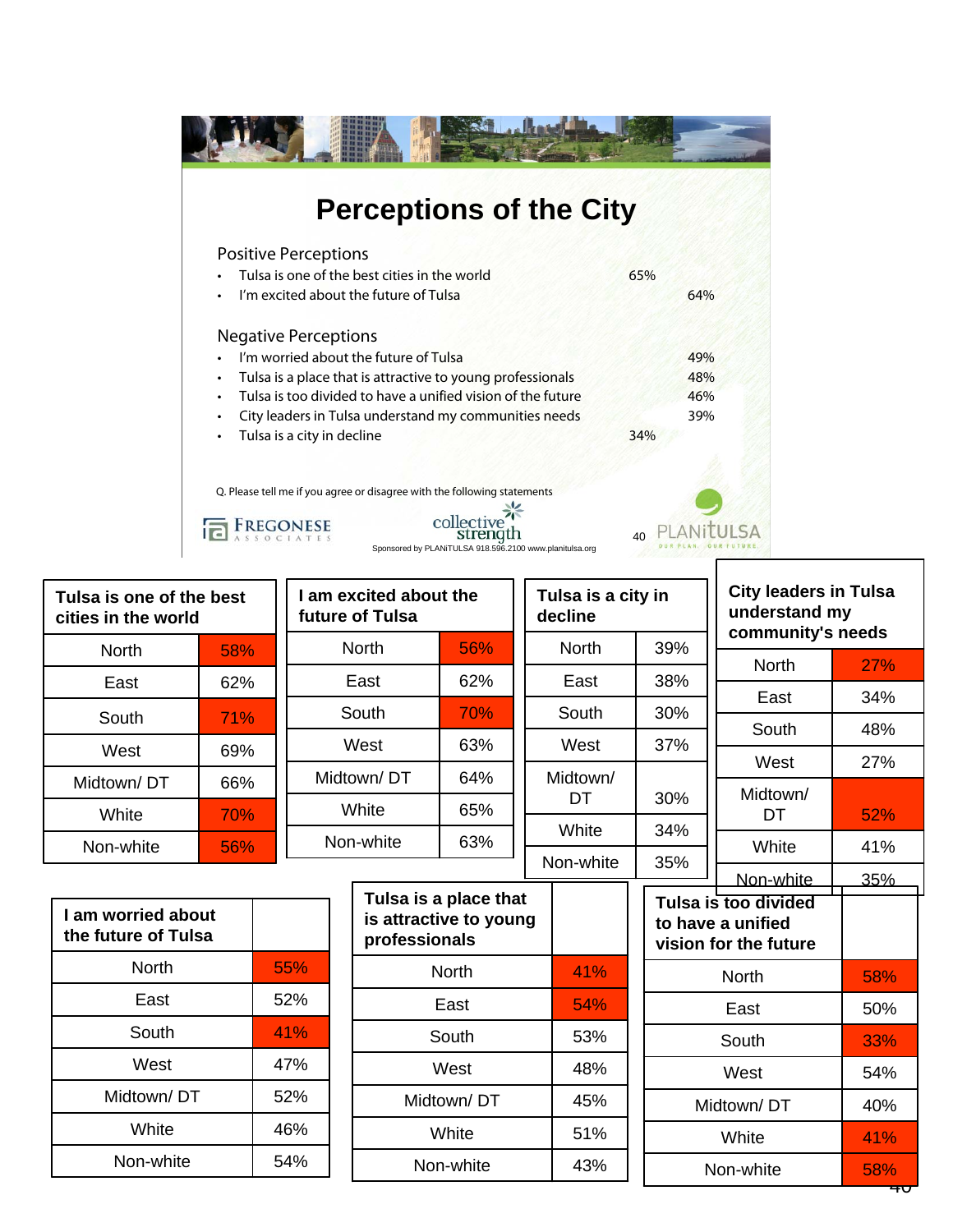# Perceptions of the City

Positive Perceptions

- Tulsa is one of the best cities in the world 65%
- I'm excited about the future of Tulsa 64%

Negative Perceptions

- I'm worried about the future of Tulsa 49%
- Tulsa is a place that is attractive to young professionals 48%
- Tulsa is too divided to have a unified vision of the future 46%
- City leaders in Tulsa understand my communities needs 39%
- Tulsa is a city in decline 34%

Q. Please tell me if you agree or disagree with the following statements

FREGONESE ASSOCIATES  collective strength  PLANiTULSA OUR PLAN. OUR FUTURE.

Sponsored by PLANiTULSA 918.596.2100 www.planitulsa.org

| Tulsa is one of the best cities in the world | |
|---|---|
| North | 58% |
| East | 62% |
| South | 71% |
| West | 69% |
| Midtown/ DT | 66% |
| White | 70% |
| Non-white | 56% |

| I am excited about the future of Tulsa | |
|---|---|
| North | 56% |
| East | 62% |
| South | 70% |
| West | 63% |
| Midtown/ DT | 64% |
| White | 65% |
| Non-white | 63% |

| Tulsa is a city in decline | |
|---|---|
| North | 39% |
| East | 38% |
| South | 30% |
| West | 37% |
| Midtown/ DT | 30% |
| White | 34% |
| Non-white | 35% |

| City leaders in Tulsa understand my community's needs | |
|---|---|
| North | 27% |
| East | 34% |
| South | 48% |
| West | 27% |
| Midtown/ DT | 52% |
| White | 41% |
| Non-white | 35% |

| I am worried about the future of Tulsa | |
|---|---|
| North | 55% |
| East | 52% |
| South | 41% |
| West | 47% |
| Midtown/ DT | 52% |
| White | 46% |
| Non-white | 54% |

| Tulsa is a place that is attractive to young professionals | |
|---|---|
| North | 41% |
| East | 54% |
| South | 53% |
| West | 48% |
| Midtown/ DT | 45% |
| White | 51% |
| Non-white | 43% |

| Tulsa is too divided to have a unified vision for the future | |
|---|---|
| North | 58% |
| East | 50% |
| South | 33% |
| West | 54% |
| Midtown/ DT | 40% |
| White | 41% |
| Non-white | 58% |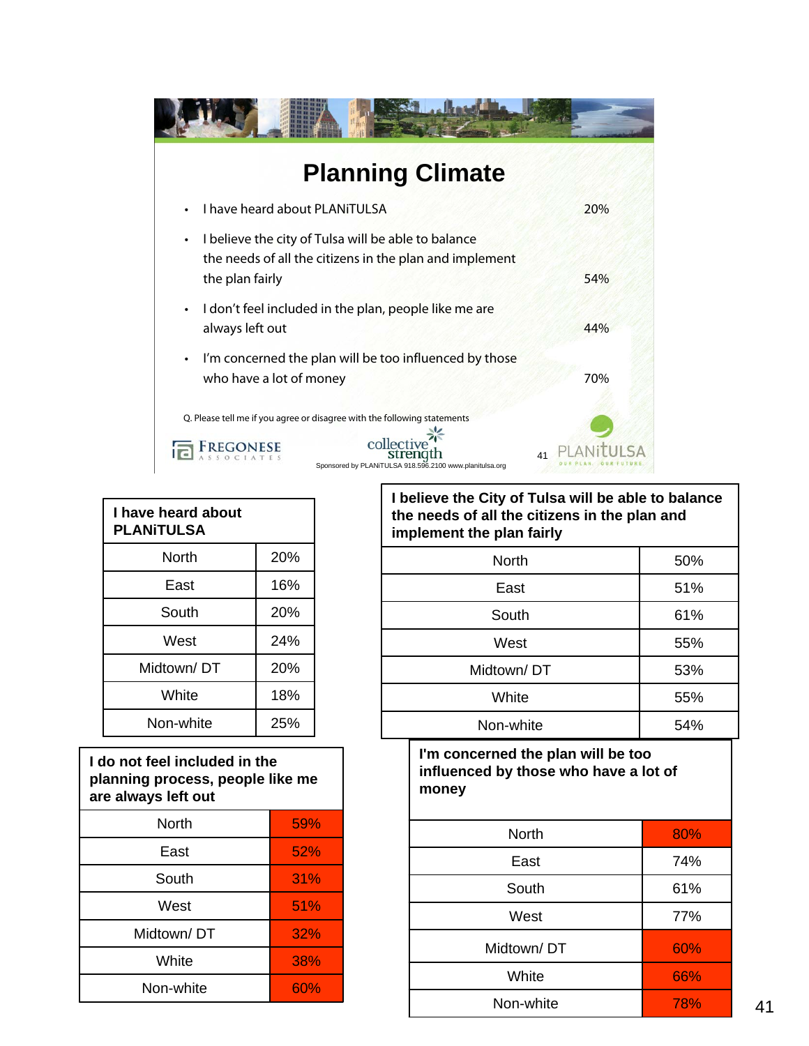# Planning Climate

| Statement | % |
|---|---|
| I have heard about PLANiTULSA | 20% |
| I believe the city of Tulsa will be able to balance the needs of all the citizens in the plan and implement the plan fairly | 54% |
| I don't feel included in the plan, people like me are always left out | 44% |
| I'm concerned the plan will be too influenced by those who have a lot of money | 70% |

Q. Please tell me if you agree or disagree with the following statements

FREGONESE ASSOCIATES

collective strength

Sponsored by PLANiTULSA 918.596.2100 www.planitulsa.org

PLANiTULSA OUR PLAN. OUR FUTURE.

| I have heard about PLANiTULSA | |
|---|---|
| North | 20% |
| East | 16% |
| South | 20% |
| West | 24% |
| Midtown/ DT | 20% |
| White | 18% |
| Non-white | 25% |

| I believe the City of Tulsa will be able to balance the needs of all the citizens in the plan and implement the plan fairly | |
|---|---|
| North | 50% |
| East | 51% |
| South | 61% |
| West | 55% |
| Midtown/ DT | 53% |
| White | 55% |
| Non-white | 54% |

| I do not feel included in the planning process, people like me are always left out | |
|---|---|
| North | 59% |
| East | 52% |
| South | 31% |
| West | 51% |
| Midtown/ DT | 32% |
| White | 38% |
| Non-white | 60% |

| I'm concerned the plan will be too influenced by those who have a lot of money | |
|---|---|
| North | 80% |
| East | 74% |
| South | 61% |
| West | 77% |
| Midtown/ DT | 60% |
| White | 66% |
| Non-white | 78% |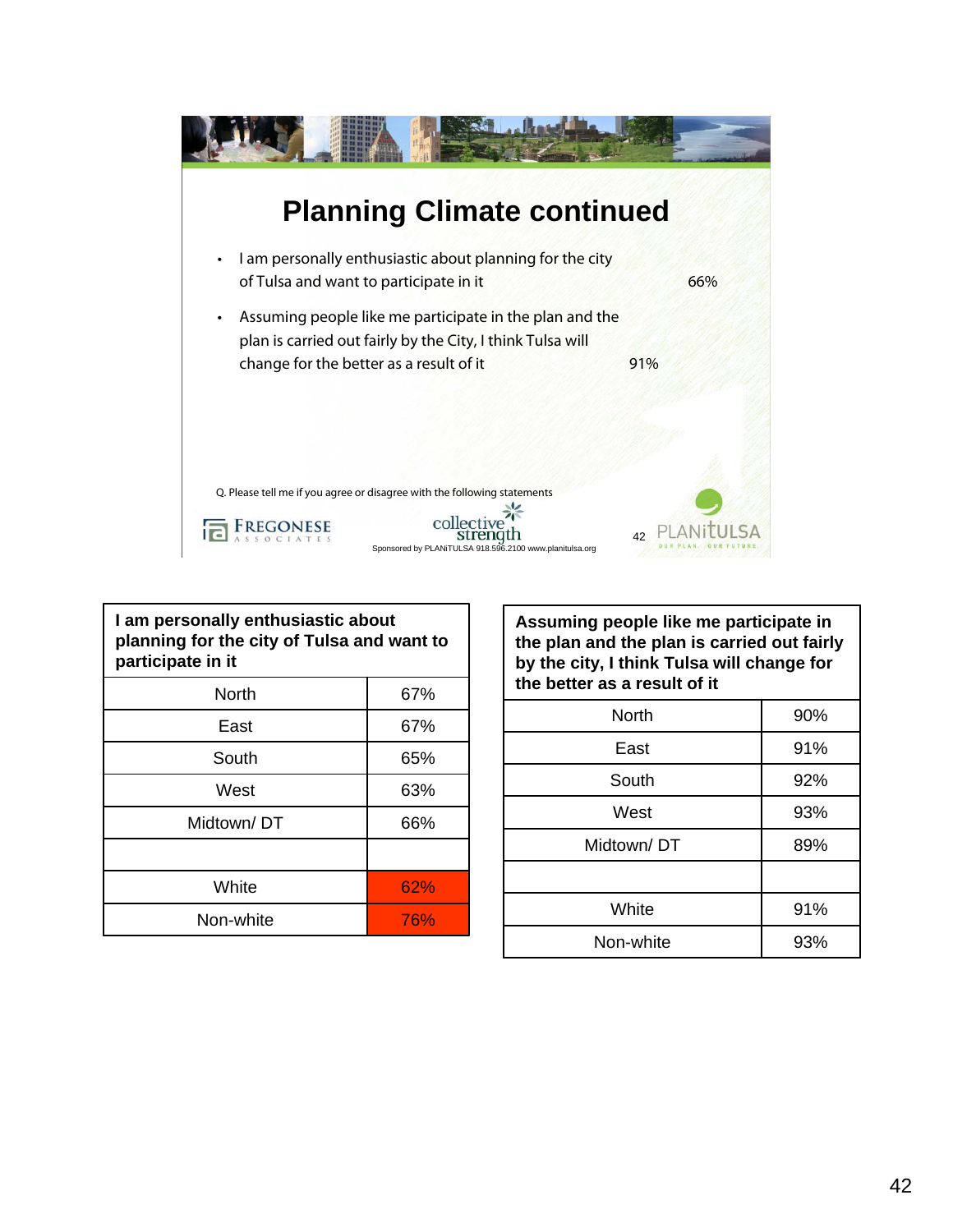# Planning Climate continued

- I am personally enthusiastic about planning for the city of Tulsa and want to participate in it — 66%
- Assuming people like me participate in the plan and the plan is carried out fairly by the City, I think Tulsa will change for the better as a result of it — 91%

Q. Please tell me if you agree or disagree with the following statements

FREGONESE ASSOCIATES

collective strength

Sponsored by PLANiTULSA 918.596.2100 www.planitulsa.org

PLANiTULSA OUR PLAN. OUR FUTURE.

| I am personally enthusiastic about planning for the city of Tulsa and want to participate in it | |
|---|---|
| North | 67% |
| East | 67% |
| South | 65% |
| West | 63% |
| Midtown/ DT | 66% |
| | |
| White | 62% |
| Non-white | 76% |

| Assuming people like me participate in the plan and the plan is carried out fairly by the city, I think Tulsa will change for the better as a result of it | |
|---|---|
| North | 90% |
| East | 91% |
| South | 92% |
| West | 93% |
| Midtown/ DT | 89% |
| | |
| White | 91% |
| Non-white | 93% |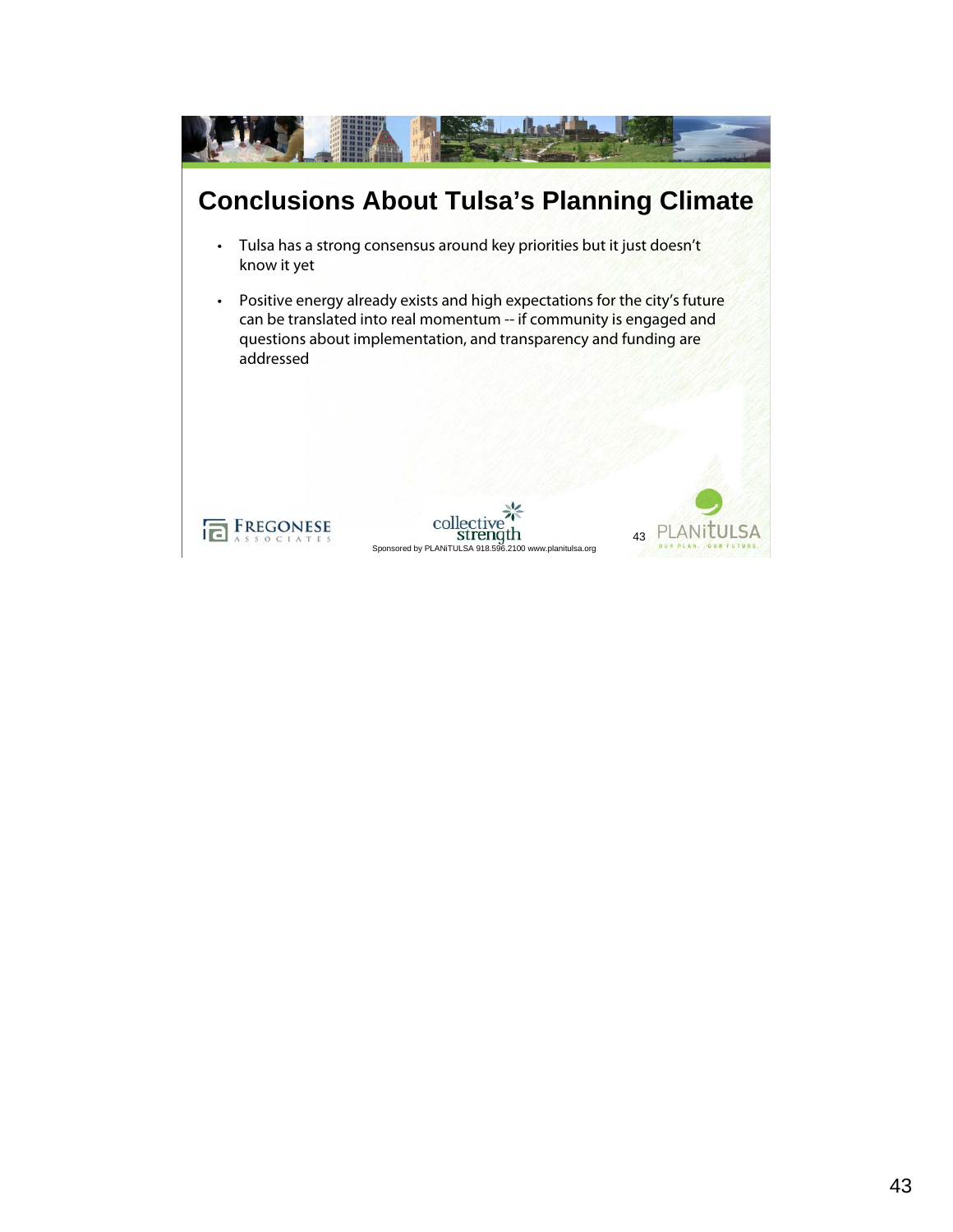# Conclusions About Tulsa's Planning Climate

- Tulsa has a strong consensus around key priorities but it just doesn't know it yet
- Positive energy already exists and high expectations for the city's future can be translated into real momentum -- if community is engaged and questions about implementation, and transparency and funding are addressed

FREGONESE ASSOCIATES

collective strength

Sponsored by PLANiTULSA 918.596.2100 www.planitulsa.org

PLANiTULSA OUR PLAN. OUR FUTURE.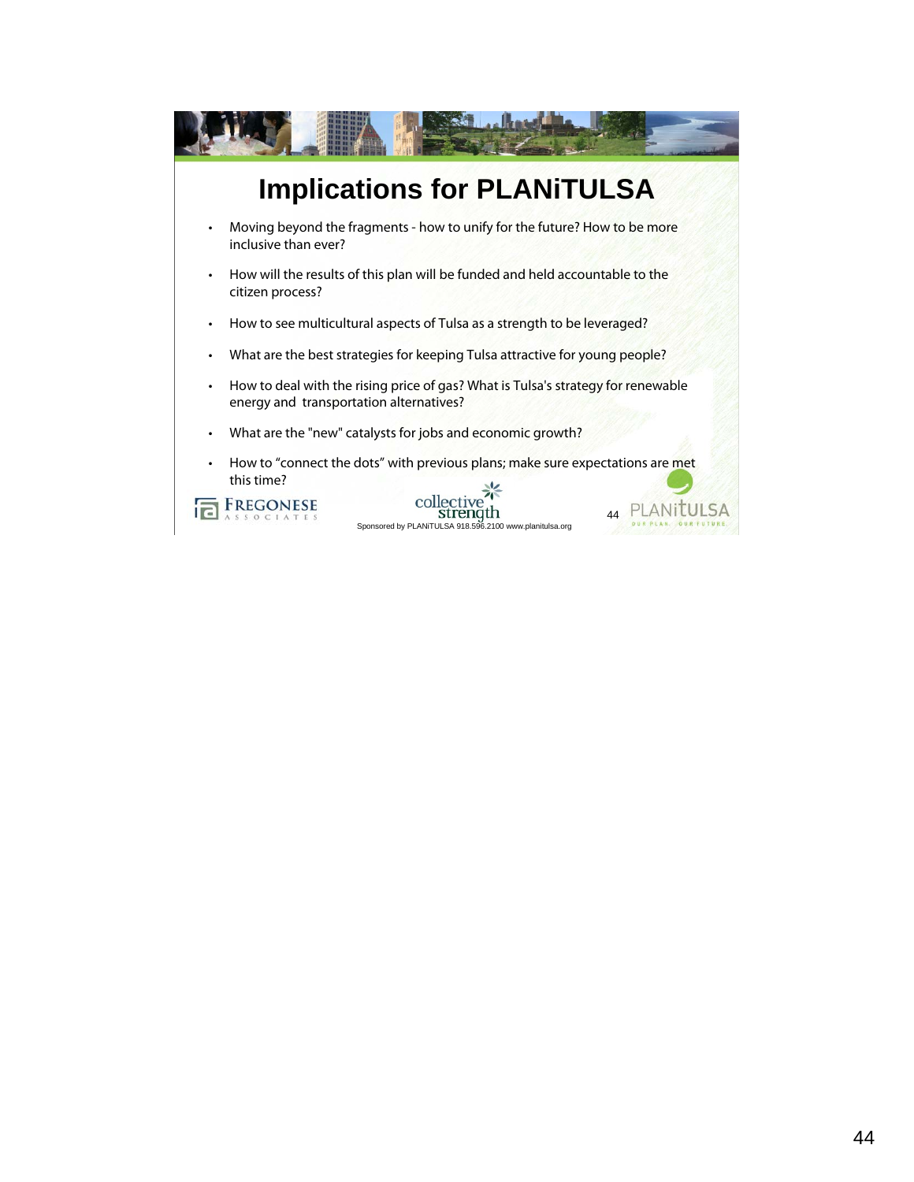# Implications for PLANiTULSA

- Moving beyond the fragments - how to unify for the future? How to be more inclusive than ever?
- How will the results of this plan will be funded and held accountable to the citizen process?
- How to see multicultural aspects of Tulsa as a strength to be leveraged?
- What are the best strategies for keeping Tulsa attractive for young people?
- How to deal with the rising price of gas? What is Tulsa's strategy for renewable energy and transportation alternatives?
- What are the "new" catalysts for jobs and economic growth?
- How to "connect the dots" with previous plans; make sure expectations are met this time?

FREGONESE ASSOCIATES

collective strength

Sponsored by PLANiTULSA 918.596.2100 www.planitulsa.org

PLANiTULSA OUR PLAN. OUR FUTURE.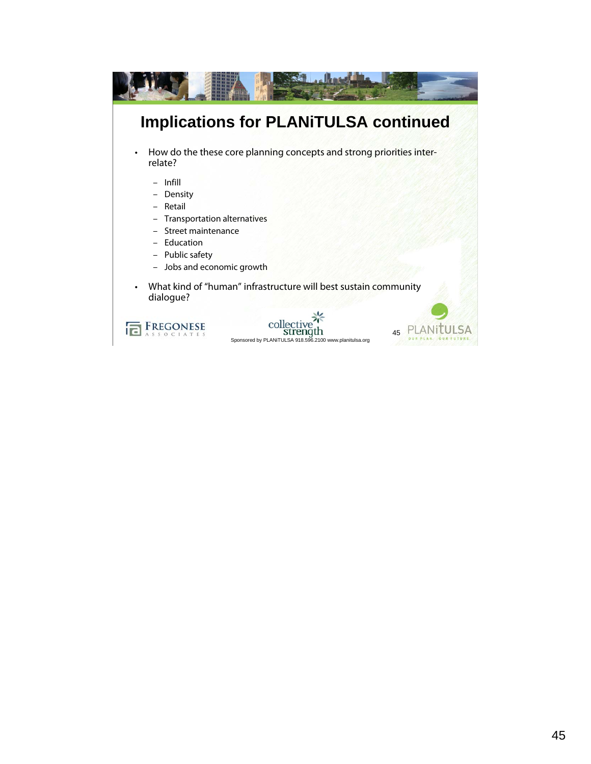# Implications for PLANiTULSA continued

- How do the these core planning concepts and strong priorities inter-relate?
  - Infill
  - Density
  - Retail
  - Transportation alternatives
  - Street maintenance
  - Education
  - Public safety
  - Jobs and economic growth
- What kind of "human" infrastructure will best sustain community dialogue?

FREGONESE ASSOCIATES

collective strength

Sponsored by PLANiTULSA 918.596.2100 www.planitulsa.org

PLANiTULSA OUR PLAN. OUR FUTURE.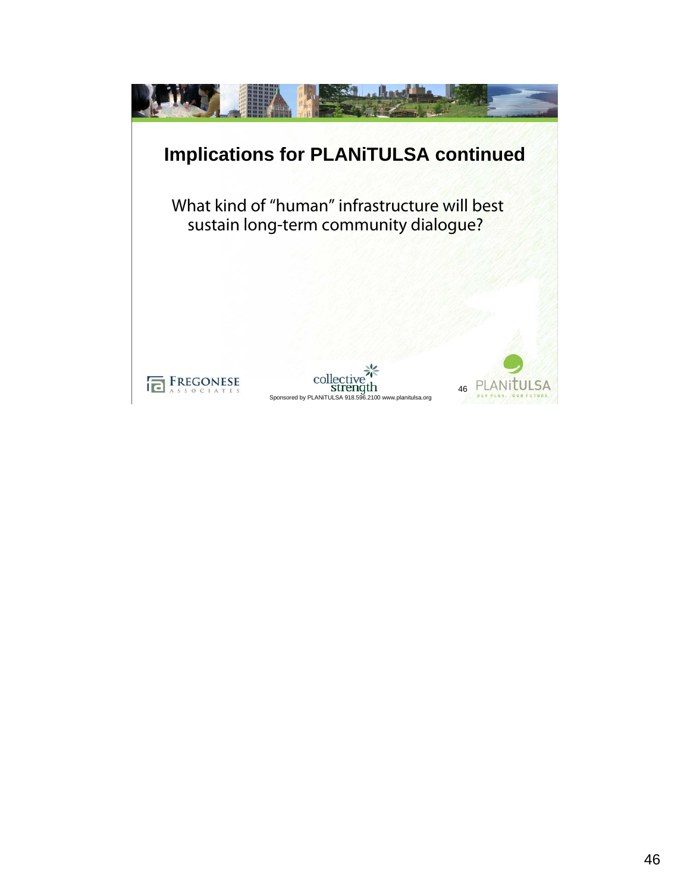## Implications for PLANiTULSA continued

What kind of "human" infrastructure will best sustain long-term community dialogue?

Sponsored by PLANiTULSA 918.596.2100 www.planitulsa.org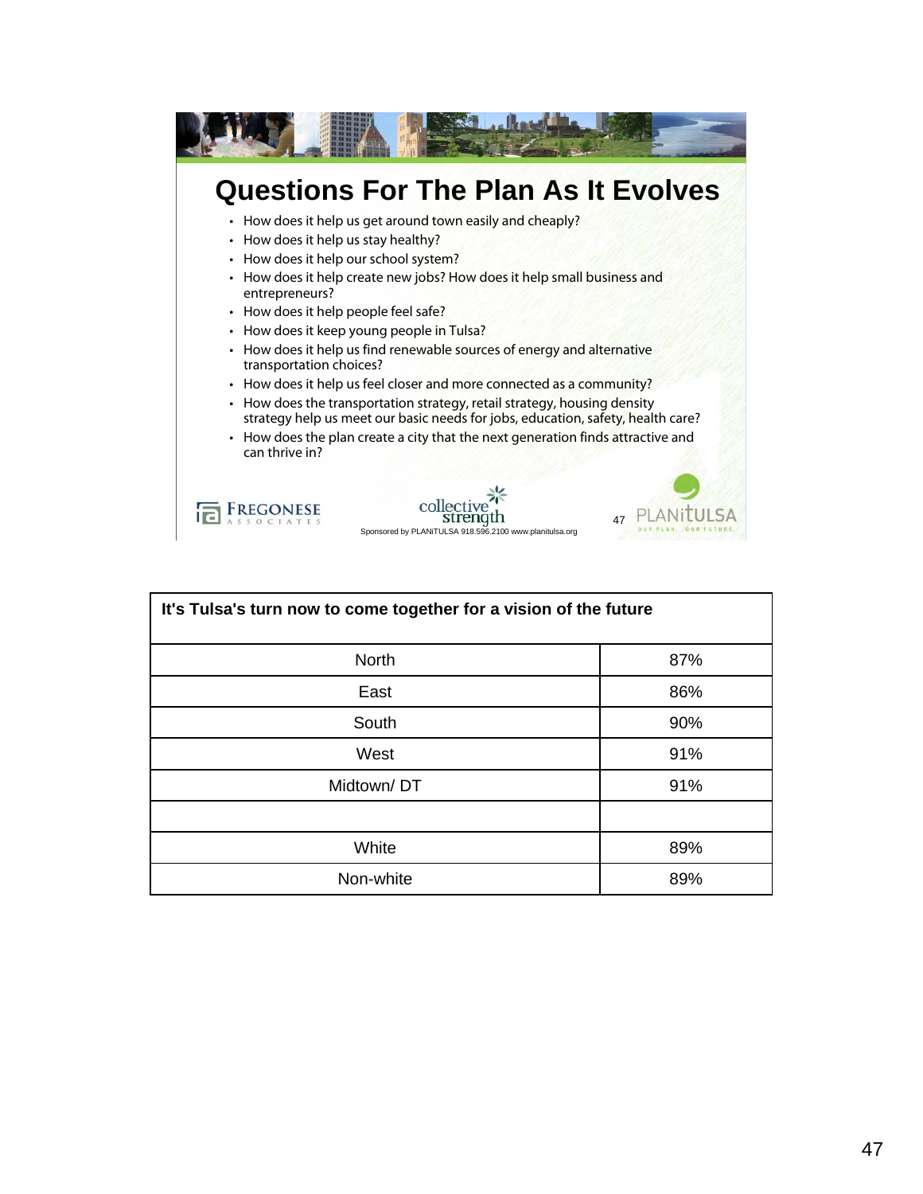# Questions For The Plan As It Evolves

- How does it help us get around town easily and cheaply?
- How does it help us stay healthy?
- How does it help our school system?
- How does it help create new jobs? How does it help small business and entrepreneurs?
- How does it help people feel safe?
- How does it keep young people in Tulsa?
- How does it help us find renewable sources of energy and alternative transportation choices?
- How does it help us feel closer and more connected as a community?
- How does the transportation strategy, retail strategy, housing density strategy help us meet our basic needs for jobs, education, safety, health care?
- How does the plan create a city that the next generation finds attractive and can thrive in?

FREGONESE ASSOCIATES

collective strength

Sponsored by PLANiTULSA 918.596.2100 www.planitulsa.org

PLANiTULSA OUR PLAN. OUR FUTURE.

| It's Tulsa's turn now to come together for a vision of the future | |
|---|---|
| North | 87% |
| East | 86% |
| South | 90% |
| West | 91% |
| Midtown/ DT | 91% |
| | |
| White | 89% |
| Non-white | 89% |